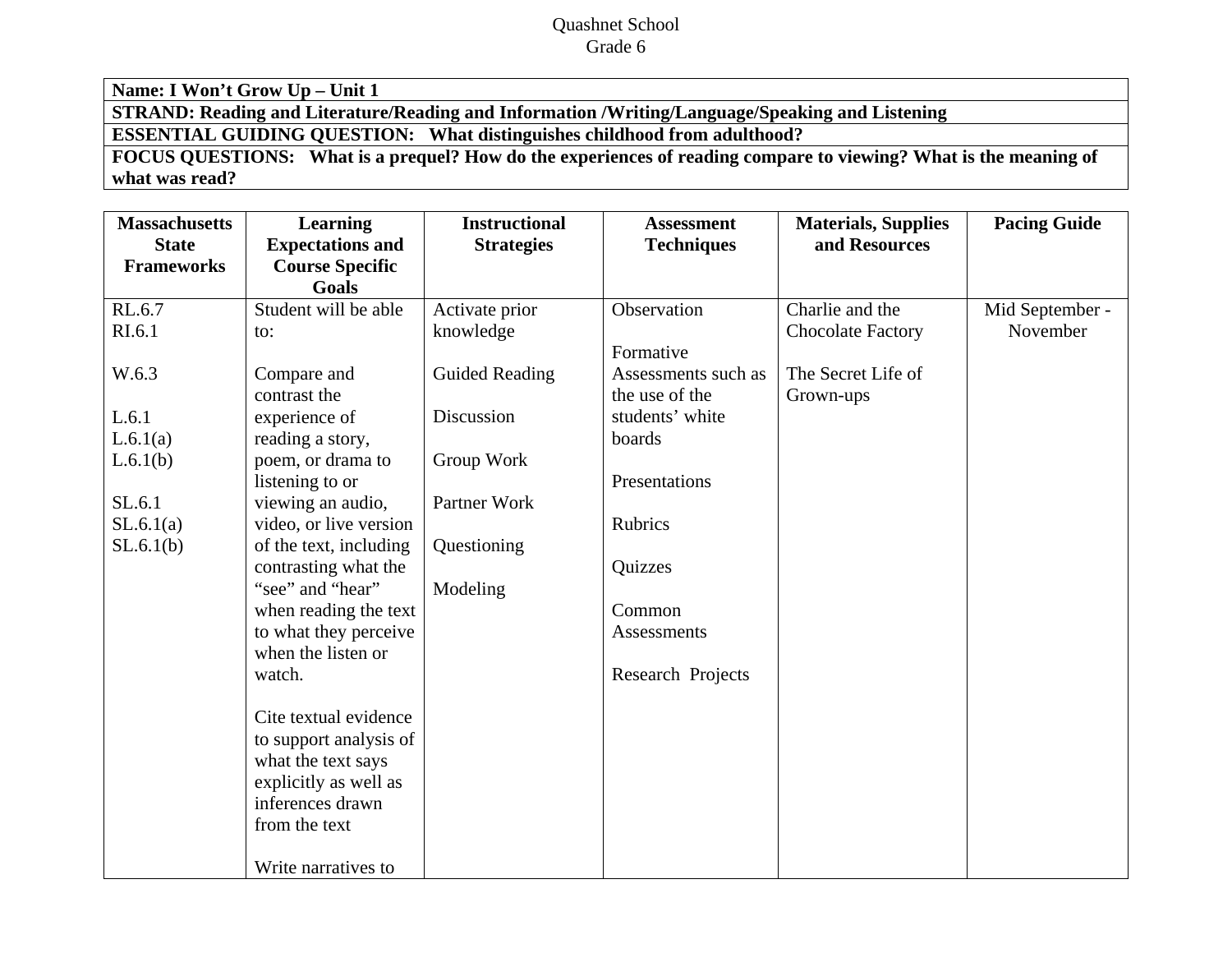Quashnet School
Grade 6

| **Name: I Won't Grow Up – Unit 1** |
|---|
| **STRAND: Reading and Literature/Reading and Information /Writing/Language/Speaking and Listening** |
| **ESSENTIAL GUIDING QUESTION: What distinguishes childhood from adulthood?** |
| **FOCUS QUESTIONS: What is a prequel? How do the experiences of reading compare to viewing? What is the meaning of what was read?** |

| **Massachusetts State Frameworks** | **Learning Expectations and Course Specific Goals** | **Instructional Strategies** | **Assessment Techniques** | **Materials, Supplies and Resources** | **Pacing Guide** |
|---|---|---|---|---|---|
| RL.6.7<br>RI.6.1<br><br>W.6.3<br><br>L.6.1<br>L.6.1(a)<br>L.6.1(b)<br><br>SL.6.1<br>SL.6.1(a)<br>SL.6.1(b) | Student will be able to:<br><br>Compare and contrast the experience of reading a story, poem, or drama to listening to or viewing an audio, video, or live version of the text, including contrasting what the "see" and "hear" when reading the text to what they perceive when the listen or watch.<br><br>Cite textual evidence to support analysis of what the text says explicitly as well as inferences drawn from the text<br><br>Write narratives to | Activate prior knowledge<br><br>Guided Reading<br><br>Discussion<br><br>Group Work<br><br>Partner Work<br><br>Questioning<br><br>Modeling | Observation<br><br>Formative Assessments such as the use of the students' white boards<br><br>Presentations<br><br>Rubrics<br><br>Quizzes<br><br>Common Assessments<br><br>Research Projects | Charlie and the Chocolate Factory<br><br>The Secret Life of Grown-ups | Mid September - November |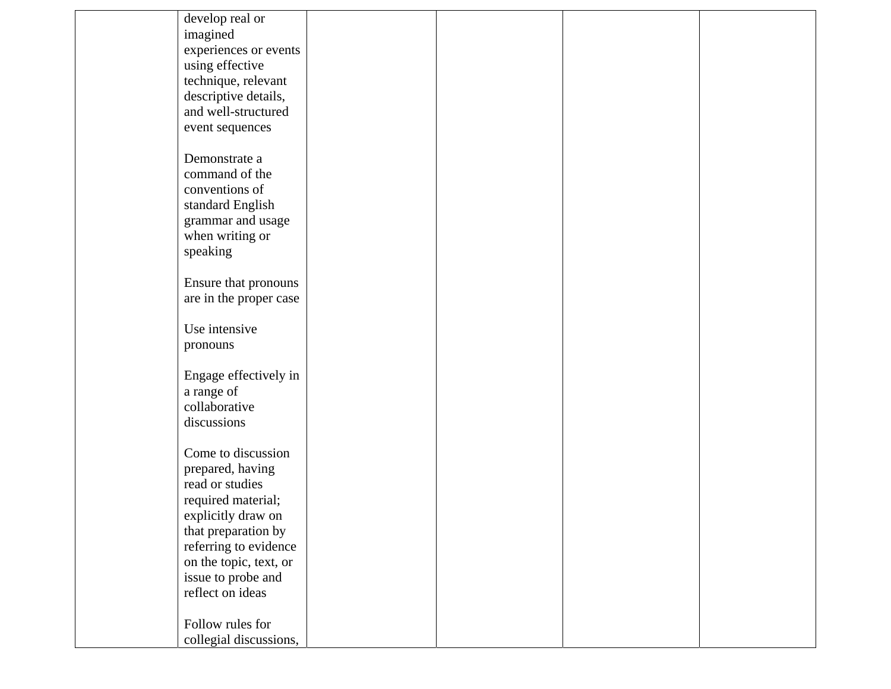|  |  |  |  |  |  |
|---|---|---|---|---|---|
|  | develop real or imagined experiences or events using effective technique, relevant descriptive details, and well-structured event sequences<br><br>Demonstrate a command of the conventions of standard English grammar and usage when writing or speaking<br><br>Ensure that pronouns are in the proper case<br><br>Use intensive pronouns<br><br>Engage effectively in a range of collaborative discussions<br><br>Come to discussion prepared, having read or studies required material; explicitly draw on that preparation by referring to evidence on the topic, text, or issue to probe and reflect on ideas<br><br>Follow rules for collegial discussions, |  |  |  |  |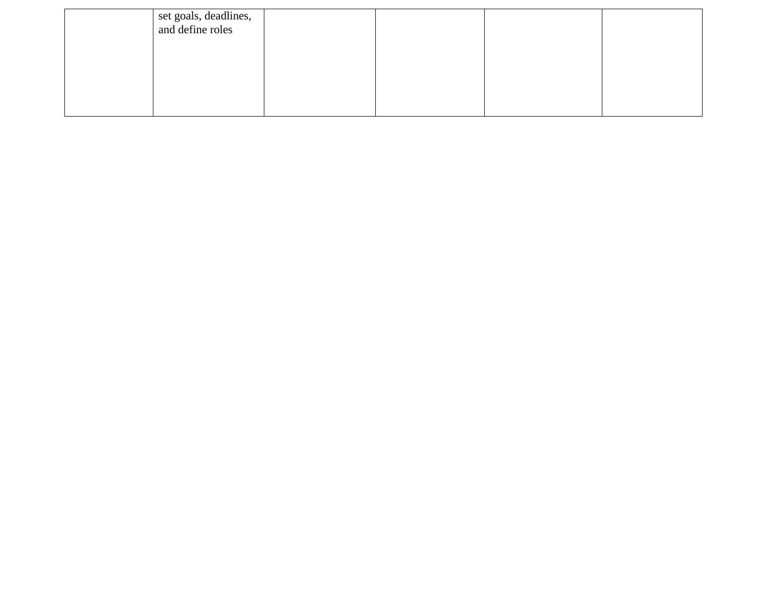| | | | | | |
|---|---|---|---|---|---|
| | set goals, deadlines, and define roles | | | | |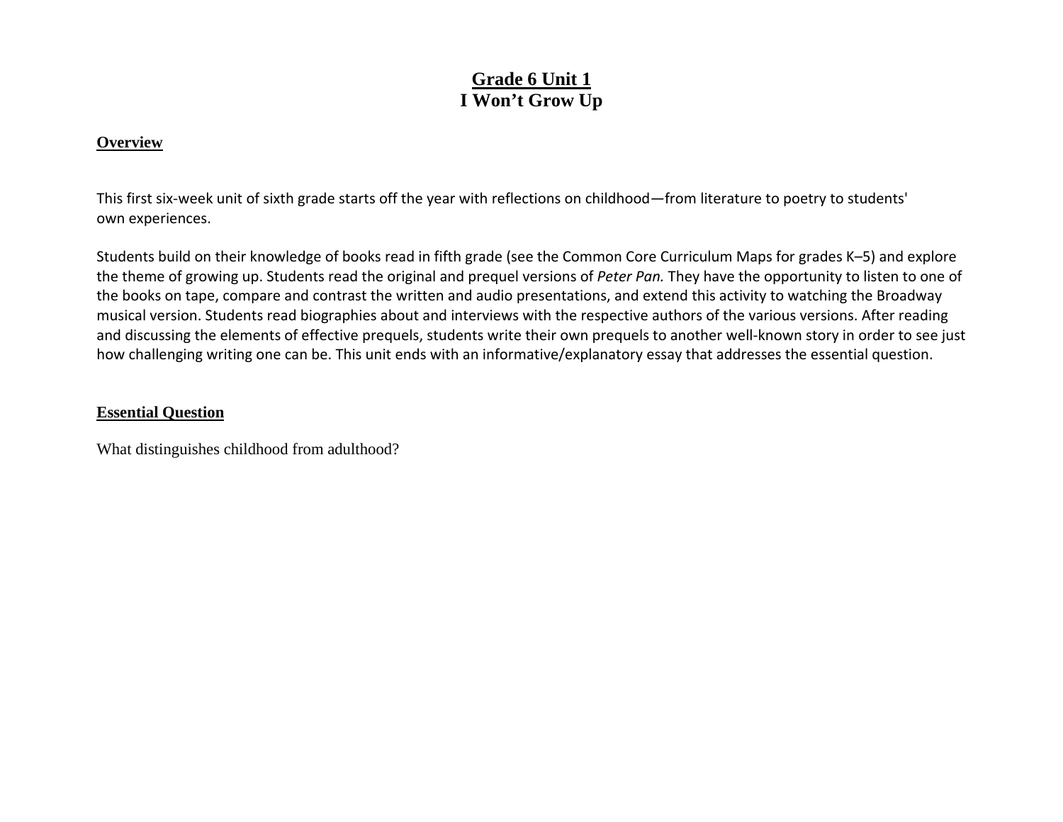# Grade 6 Unit 1
# I Won't Grow Up

## Overview

This first six-week unit of sixth grade starts off the year with reflections on childhood—from literature to poetry to students' own experiences.

Students build on their knowledge of books read in fifth grade (see the Common Core Curriculum Maps for grades K–5) and explore the theme of growing up. Students read the original and prequel versions of *Peter Pan.* They have the opportunity to listen to one of the books on tape, compare and contrast the written and audio presentations, and extend this activity to watching the Broadway musical version. Students read biographies about and interviews with the respective authors of the various versions. After reading and discussing the elements of effective prequels, students write their own prequels to another well-known story in order to see just how challenging writing one can be. This unit ends with an informative/explanatory essay that addresses the essential question.

## Essential Question

What distinguishes childhood from adulthood?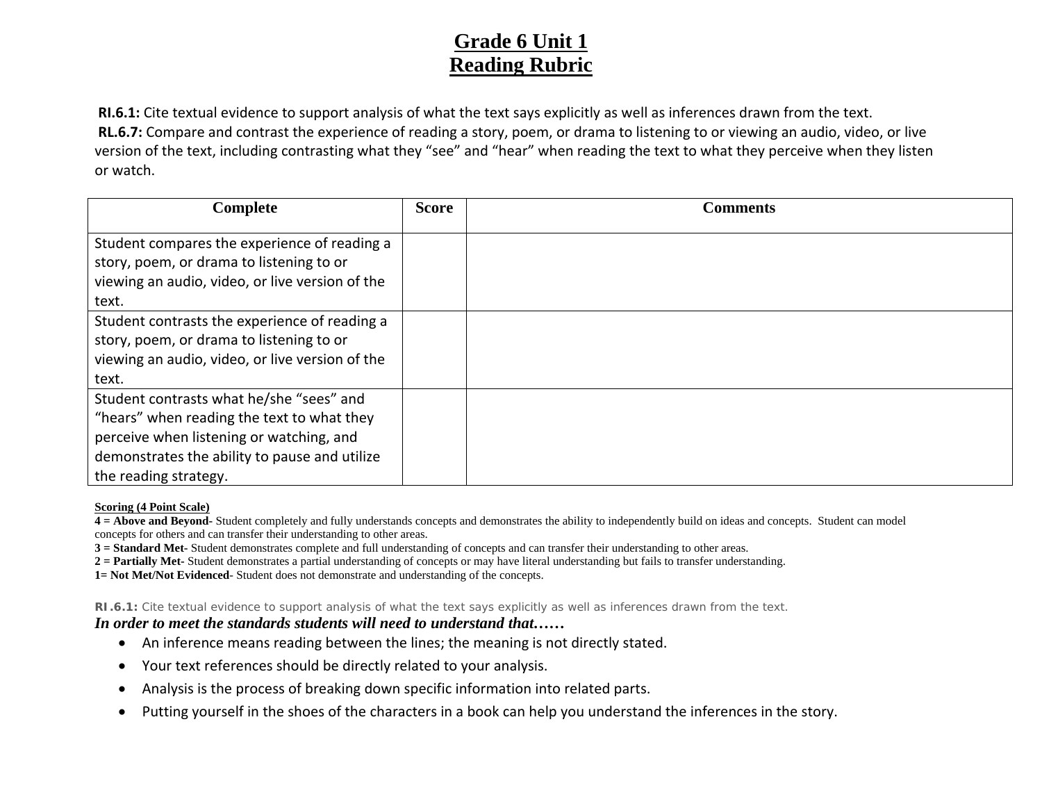# Grade 6 Unit 1
# Reading Rubric

**RI.6.1:** Cite textual evidence to support analysis of what the text says explicitly as well as inferences drawn from the text.
**RL.6.7:** Compare and contrast the experience of reading a story, poem, or drama to listening to or viewing an audio, video, or live version of the text, including contrasting what they "see" and "hear" when reading the text to what they perceive when they listen or watch.

| Complete | Score | Comments |
|---|---|---|
| Student compares the experience of reading a story, poem, or drama to listening to or viewing an audio, video, or live version of the text. | | |
| Student contrasts the experience of reading a story, poem, or drama to listening to or viewing an audio, video, or live version of the text. | | |
| Student contrasts what he/she "sees" and "hears" when reading the text to what they perceive when listening or watching, and demonstrates the ability to pause and utilize the reading strategy. | | |

**Scoring (4 Point Scale)**
**4 = Above and Beyond**- Student completely and fully understands concepts and demonstrates the ability to independently build on ideas and concepts. Student can model concepts for others and can transfer their understanding to other areas.
**3 = Standard Met**- Student demonstrates complete and full understanding of concepts and can transfer their understanding to other areas.
**2 = Partially Met**- Student demonstrates a partial understanding of concepts or may have literal understanding but fails to transfer understanding.
**1= Not Met/Not Evidenced**- Student does not demonstrate and understanding of the concepts.

**RI.6.1:** Cite textual evidence to support analysis of what the text says explicitly as well as inferences drawn from the text.
***In order to meet the standards students will need to understand that……***

- An inference means reading between the lines; the meaning is not directly stated.
- Your text references should be directly related to your analysis.
- Analysis is the process of breaking down specific information into related parts.
- Putting yourself in the shoes of the characters in a book can help you understand the inferences in the story.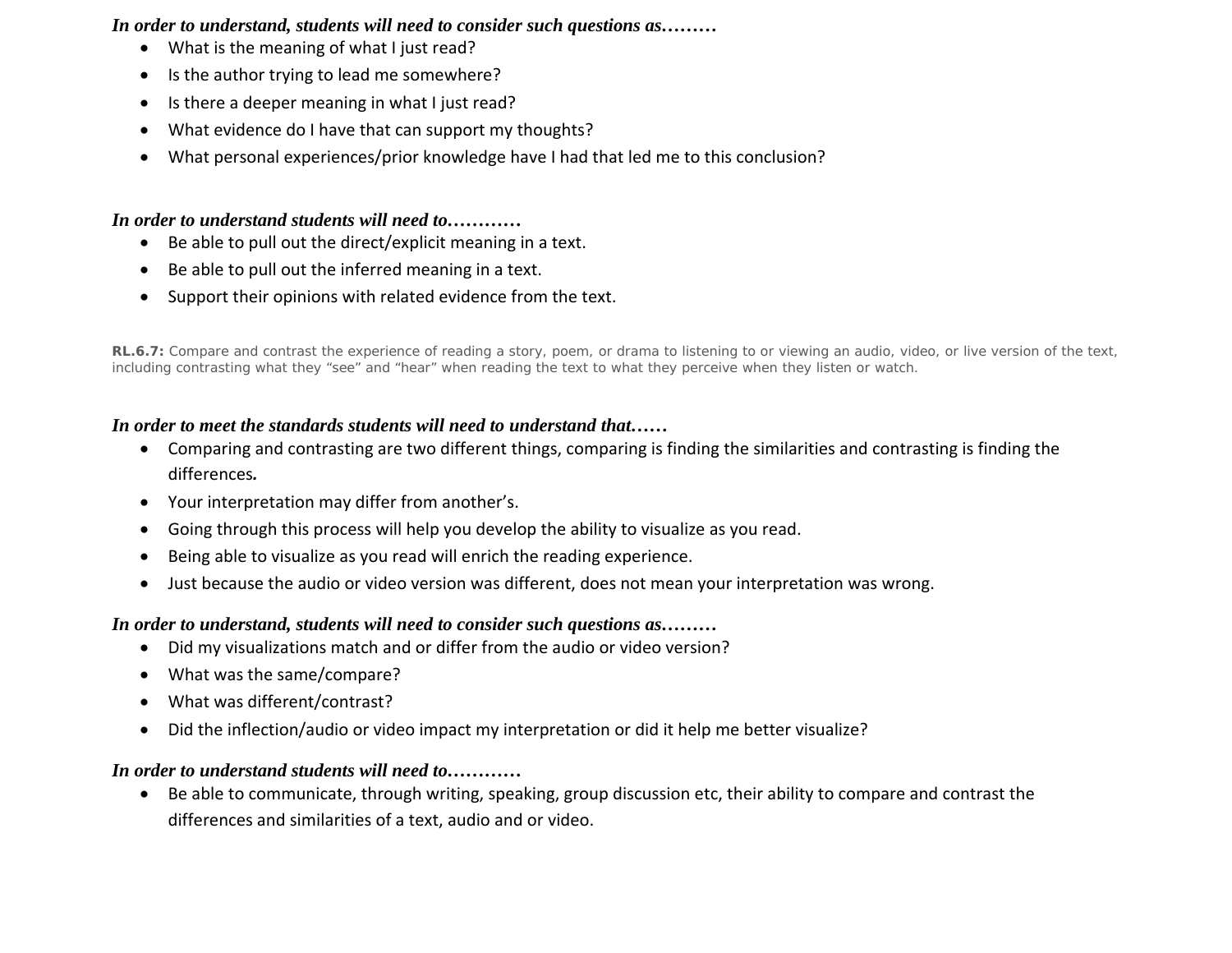***In order to understand, students will need to consider such questions as………***

- What is the meaning of what I just read?
- Is the author trying to lead me somewhere?
- Is there a deeper meaning in what I just read?
- What evidence do I have that can support my thoughts?
- What personal experiences/prior knowledge have I had that led me to this conclusion?

***In order to understand students will need to…………***

- Be able to pull out the direct/explicit meaning in a text.
- Be able to pull out the inferred meaning in a text.
- Support their opinions with related evidence from the text.

**RL.6.7:** Compare and contrast the experience of reading a story, poem, or drama to listening to or viewing an audio, video, or live version of the text, including contrasting what they "see" and "hear" when reading the text to what they perceive when they listen or watch.

***In order to meet the standards students will need to understand that……***

- Comparing and contrasting are two different things, comparing is finding the similarities and contrasting is finding the differences.
- Your interpretation may differ from another's.
- Going through this process will help you develop the ability to visualize as you read.
- Being able to visualize as you read will enrich the reading experience.
- Just because the audio or video version was different, does not mean your interpretation was wrong.

***In order to understand, students will need to consider such questions as………***

- Did my visualizations match and or differ from the audio or video version?
- What was the same/compare?
- What was different/contrast?
- Did the inflection/audio or video impact my interpretation or did it help me better visualize?

***In order to understand students will need to…………***

- Be able to communicate, through writing, speaking, group discussion etc, their ability to compare and contrast the differences and similarities of a text, audio and or video.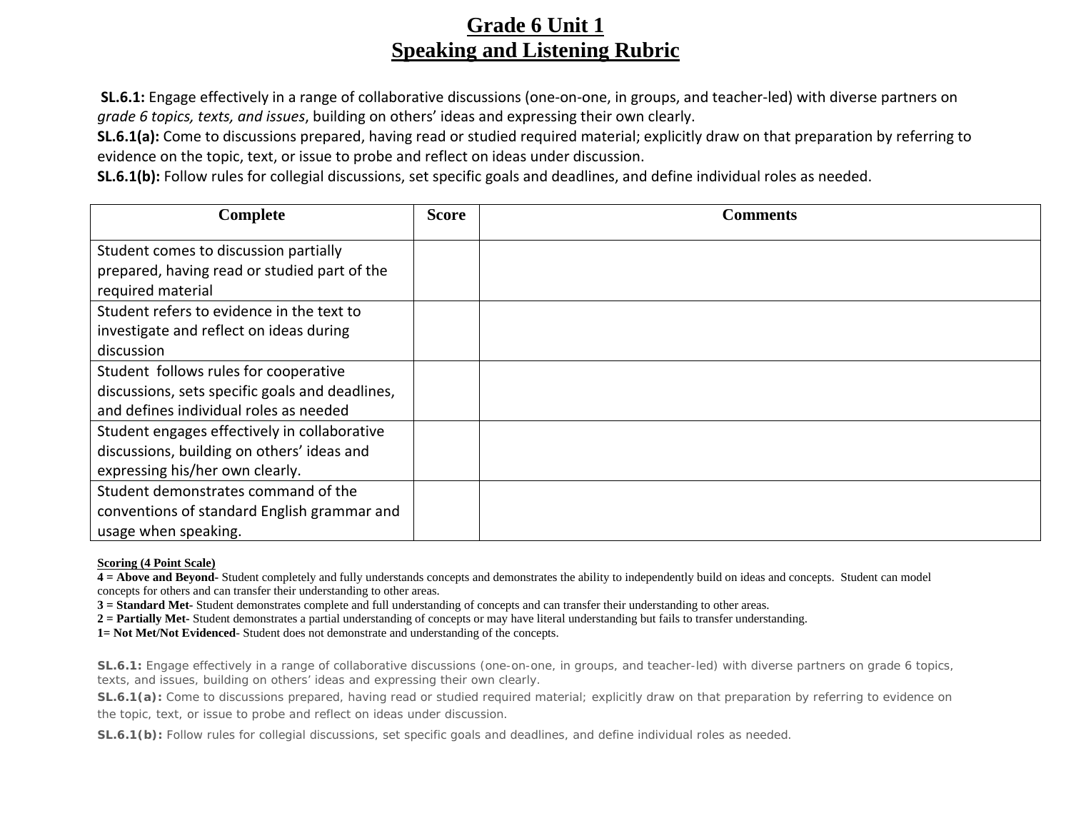# Grade 6 Unit 1
## Speaking and Listening Rubric

**SL.6.1:** Engage effectively in a range of collaborative discussions (one-on-one, in groups, and teacher-led) with diverse partners on *grade 6 topics, texts, and issues*, building on others' ideas and expressing their own clearly.
**SL.6.1(a):** Come to discussions prepared, having read or studied required material; explicitly draw on that preparation by referring to evidence on the topic, text, or issue to probe and reflect on ideas under discussion.
**SL.6.1(b):** Follow rules for collegial discussions, set specific goals and deadlines, and define individual roles as needed.

| Complete | Score | Comments |
|---|---|---|
| Student comes to discussion partially prepared, having read or studied part of the required material | | |
| Student refers to evidence in the text to investigate and reflect on ideas during discussion | | |
| Student follows rules for cooperative discussions, sets specific goals and deadlines, and defines individual roles as needed | | |
| Student engages effectively in collaborative discussions, building on others' ideas and expressing his/her own clearly. | | |
| Student demonstrates command of the conventions of standard English grammar and usage when speaking. | | |

**Scoring (4 Point Scale)**
**4 = Above and Beyond**- Student completely and fully understands concepts and demonstrates the ability to independently build on ideas and concepts. Student can model concepts for others and can transfer their understanding to other areas.
**3 = Standard Met**- Student demonstrates complete and full understanding of concepts and can transfer their understanding to other areas.
**2 = Partially Met**- Student demonstrates a partial understanding of concepts or may have literal understanding but fails to transfer understanding.
**1= Not Met/Not Evidenced**- Student does not demonstrate and understanding of the concepts.

**SL.6.1:** Engage effectively in a range of collaborative discussions (one-on-one, in groups, and teacher-led) with diverse partners on grade 6 topics, texts, and issues, building on others' ideas and expressing their own clearly.
**SL.6.1(a):** Come to discussions prepared, having read or studied required material; explicitly draw on that preparation by referring to evidence on the topic, text, or issue to probe and reflect on ideas under discussion.
**SL.6.1(b):** Follow rules for collegial discussions, set specific goals and deadlines, and define individual roles as needed.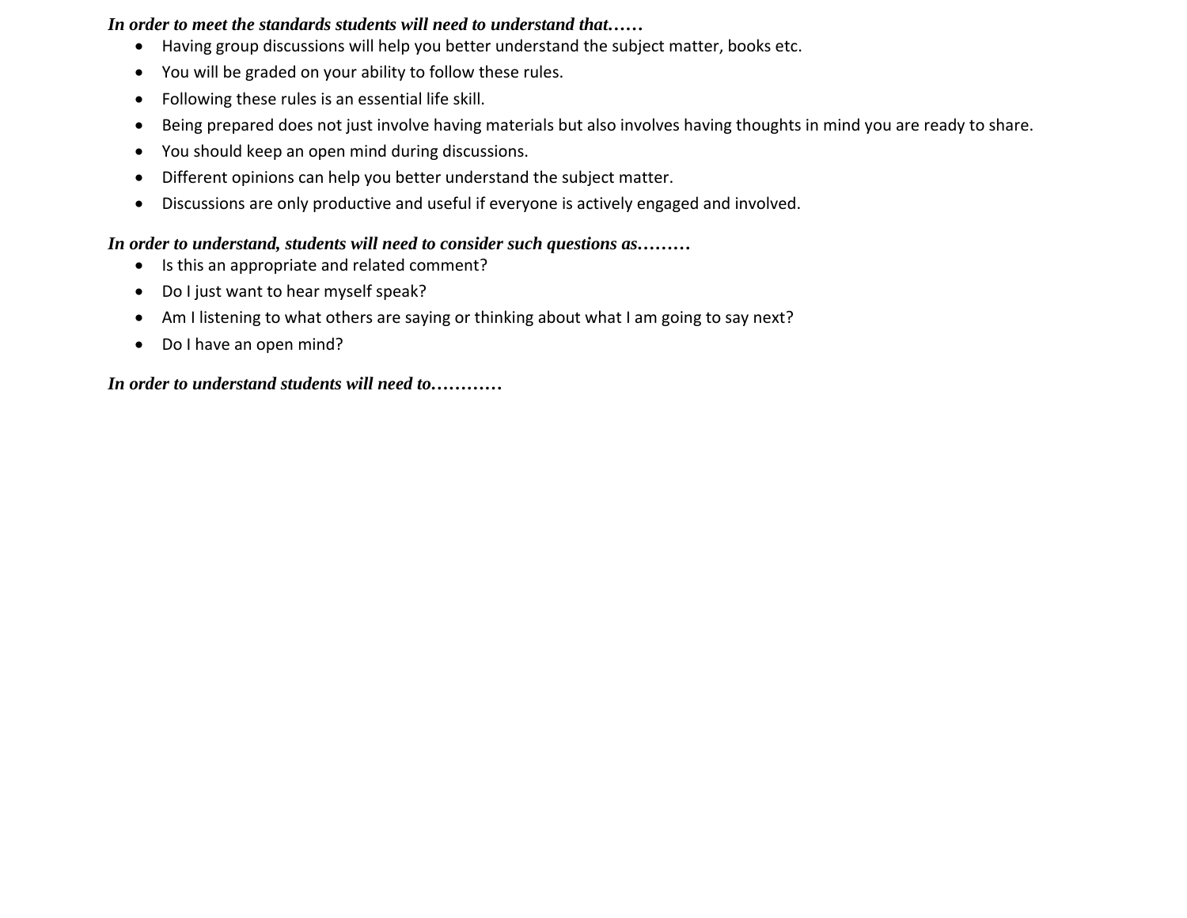***In order to meet the standards students will need to understand that……***

- Having group discussions will help you better understand the subject matter, books etc.
- You will be graded on your ability to follow these rules.
- Following these rules is an essential life skill.
- Being prepared does not just involve having materials but also involves having thoughts in mind you are ready to share.
- You should keep an open mind during discussions.
- Different opinions can help you better understand the subject matter.
- Discussions are only productive and useful if everyone is actively engaged and involved.

***In order to understand, students will need to consider such questions as………***

- Is this an appropriate and related comment?
- Do I just want to hear myself speak?
- Am I listening to what others are saying or thinking about what I am going to say next?
- Do I have an open mind?

***In order to understand students will need to…………***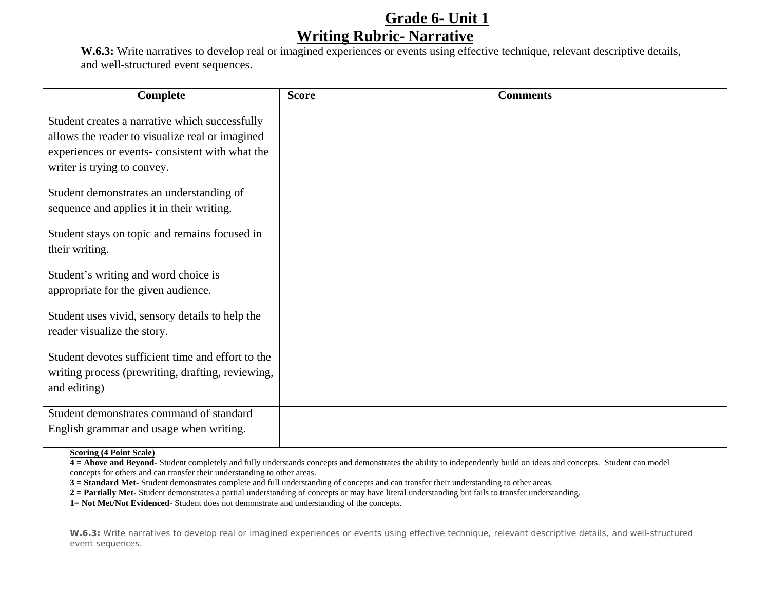# Grade 6- Unit 1

## Writing Rubric- Narrative

**W.6.3:** Write narratives to develop real or imagined experiences or events using effective technique, relevant descriptive details, and well-structured event sequences.

| Complete | Score | Comments |
|---|---|---|
| Student creates a narrative which successfully allows the reader to visualize real or imagined experiences or events- consistent with what the writer is trying to convey. | | |
| Student demonstrates an understanding of sequence and applies it in their writing. | | |
| Student stays on topic and remains focused in their writing. | | |
| Student's writing and word choice is appropriate for the given audience. | | |
| Student uses vivid, sensory details to help the reader visualize the story. | | |
| Student devotes sufficient time and effort to the writing process (prewriting, drafting, reviewing, and editing) | | |
| Student demonstrates command of standard English grammar and usage when writing. | | |

**Scoring (4 Point Scale)**

**4 = Above and Beyond**- Student completely and fully understands concepts and demonstrates the ability to independently build on ideas and concepts. Student can model concepts for others and can transfer their understanding to other areas.

**3 = Standard Met**- Student demonstrates complete and full understanding of concepts and can transfer their understanding to other areas.

**2 = Partially Met**- Student demonstrates a partial understanding of concepts or may have literal understanding but fails to transfer understanding.

**1= Not Met/Not Evidenced**- Student does not demonstrate and understanding of the concepts.

**W.6.3:** Write narratives to develop real or imagined experiences or events using effective technique, relevant descriptive details, and well-structured event sequences.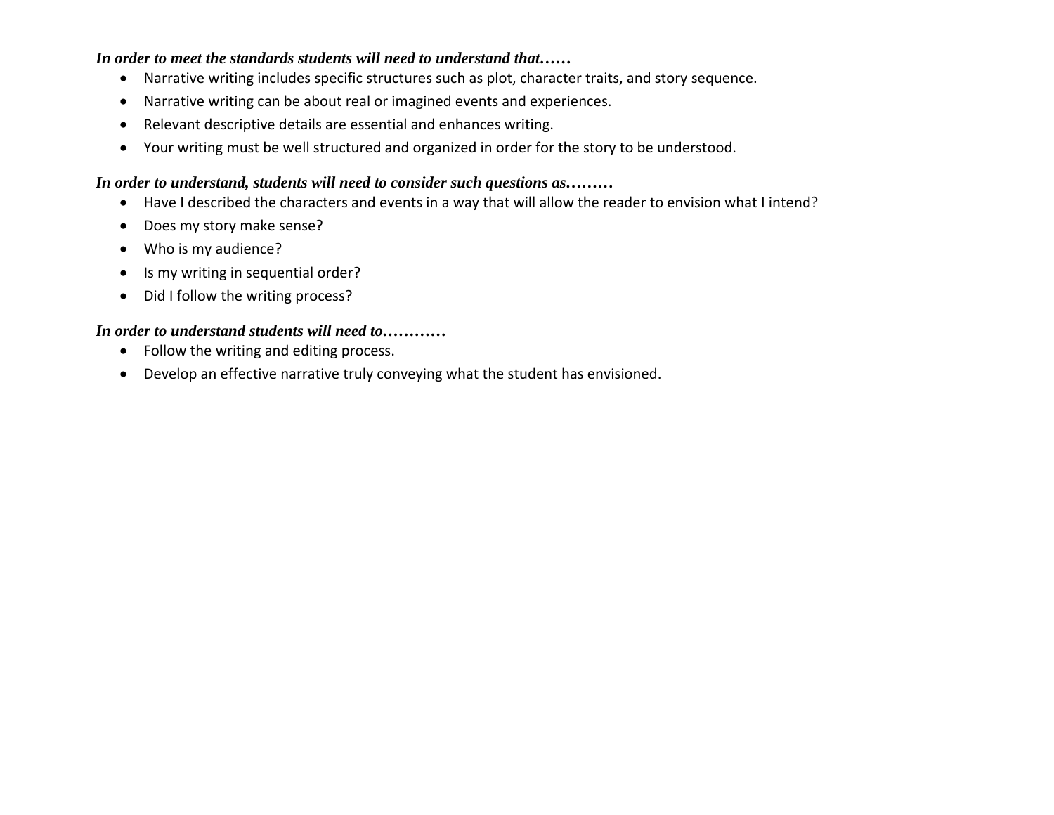***In order to meet the standards students will need to understand that……***

- Narrative writing includes specific structures such as plot, character traits, and story sequence.
- Narrative writing can be about real or imagined events and experiences.
- Relevant descriptive details are essential and enhances writing.
- Your writing must be well structured and organized in order for the story to be understood.

***In order to understand, students will need to consider such questions as………***

- Have I described the characters and events in a way that will allow the reader to envision what I intend?
- Does my story make sense?
- Who is my audience?
- Is my writing in sequential order?
- Did I follow the writing process?

***In order to understand students will need to…………***

- Follow the writing and editing process.
- Develop an effective narrative truly conveying what the student has envisioned.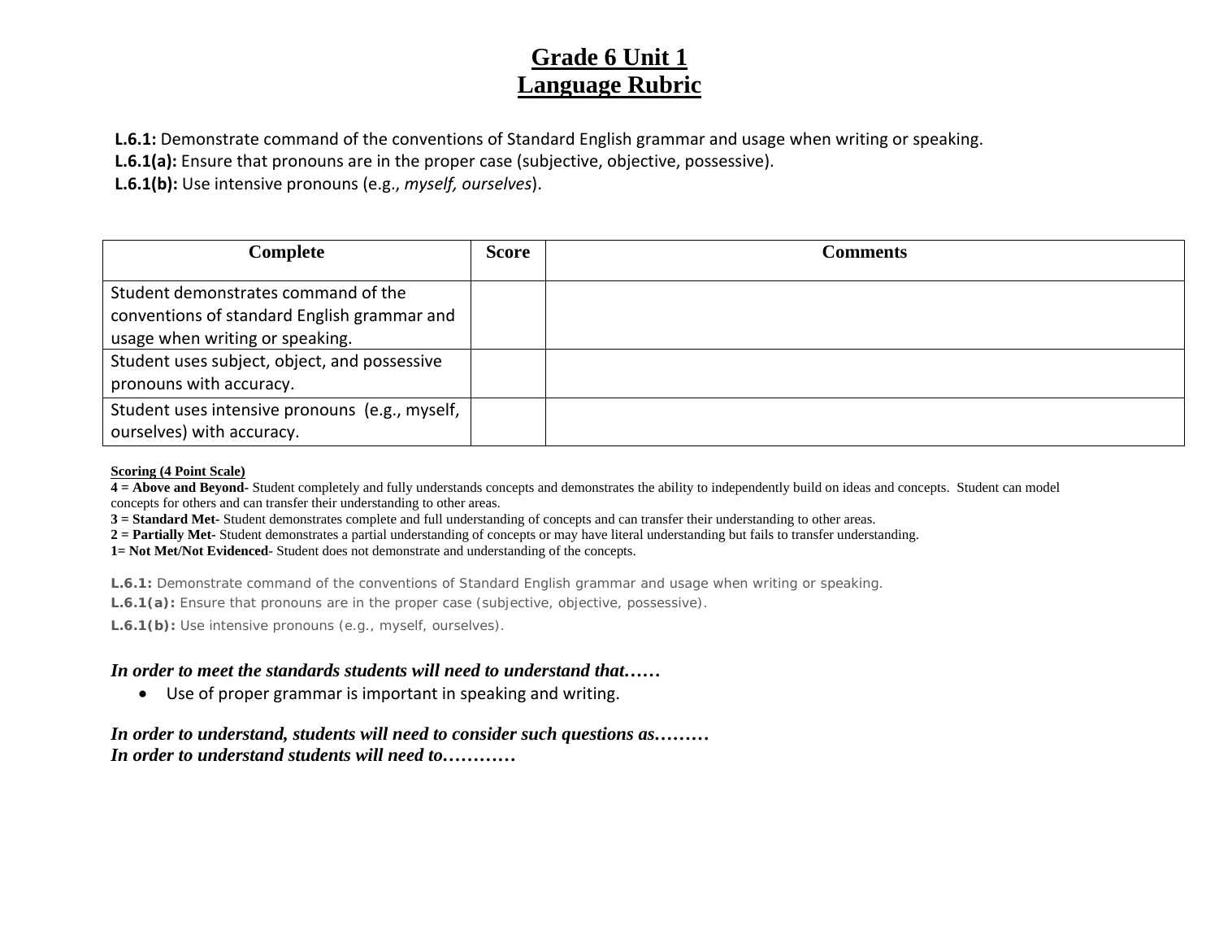# Grade 6 Unit 1
# Language Rubric

**L.6.1:** Demonstrate command of the conventions of Standard English grammar and usage when writing or speaking.
**L.6.1(a):** Ensure that pronouns are in the proper case (subjective, objective, possessive).
**L.6.1(b):** Use intensive pronouns (e.g., *myself, ourselves*).

| Complete | Score | Comments |
|---|---|---|
| Student demonstrates command of the conventions of standard English grammar and usage when writing or speaking. | | |
| Student uses subject, object, and possessive pronouns with accuracy. | | |
| Student uses intensive pronouns (e.g., myself, ourselves) with accuracy. | | |

**Scoring (4 Point Scale)**
**4 = Above and Beyond-** Student completely and fully understands concepts and demonstrates the ability to independently build on ideas and concepts. Student can model concepts for others and can transfer their understanding to other areas.
**3 = Standard Met-** Student demonstrates complete and full understanding of concepts and can transfer their understanding to other areas.
**2 = Partially Met-** Student demonstrates a partial understanding of concepts or may have literal understanding but fails to transfer understanding.
**1= Not Met/Not Evidenced-** Student does not demonstrate and understanding of the concepts.

**L.6.1:** Demonstrate command of the conventions of Standard English grammar and usage when writing or speaking.
**L.6.1(a):** Ensure that pronouns are in the proper case (subjective, objective, possessive).
**L.6.1(b):** Use intensive pronouns (e.g., myself, ourselves).

***In order to meet the standards students will need to understand that……***

- Use of proper grammar is important in speaking and writing.

***In order to understand, students will need to consider such questions as………***
***In order to understand students will need to…………***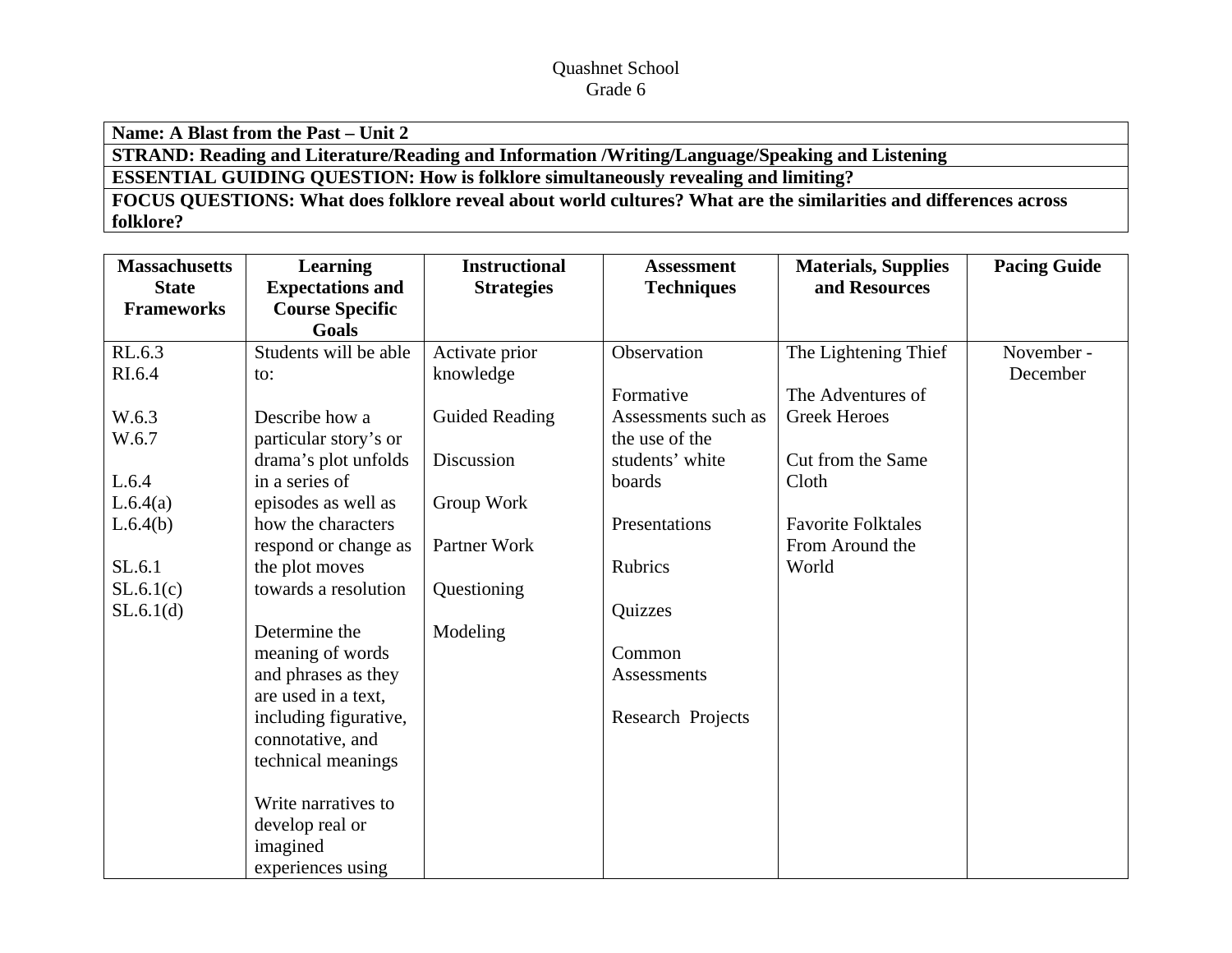Quashnet School
Grade 6

| Name: A Blast from the Past – Unit 2 |
|---|
| **STRAND: Reading and Literature/Reading and Information /Writing/Language/Speaking and Listening** |
| **ESSENTIAL GUIDING QUESTION: How is folklore simultaneously revealing and limiting?** |
| **FOCUS QUESTIONS: What does folklore reveal about world cultures? What are the similarities and differences across folklore?** |

| Massachusetts State Frameworks | Learning Expectations and Course Specific Goals | Instructional Strategies | Assessment Techniques | Materials, Supplies and Resources | Pacing Guide |
|---|---|---|---|---|---|
| RL.6.3<br>RI.6.4<br><br>W.6.3<br>W.6.7<br><br>L.6.4<br>L.6.4(a)<br>L.6.4(b)<br><br>SL.6.1<br>SL.6.1(c)<br>SL.6.1(d) | Students will be able to:<br><br>Describe how a particular story's or drama's plot unfolds in a series of episodes as well as how the characters respond or change as the plot moves towards a resolution<br><br>Determine the meaning of words and phrases as they are used in a text, including figurative, connotative, and technical meanings<br><br>Write narratives to develop real or imagined experiences using | Activate prior knowledge<br><br>Guided Reading<br><br>Discussion<br><br>Group Work<br><br>Partner Work<br><br>Questioning<br><br>Modeling | Observation<br><br>Formative Assessments such as the use of the students' white boards<br><br>Presentations<br><br>Rubrics<br><br>Quizzes<br><br>Common Assessments<br><br>Research Projects | The Lightening Thief<br><br>The Adventures of Greek Heroes<br><br>Cut from the Same Cloth<br><br>Favorite Folktales From Around the World | November - December |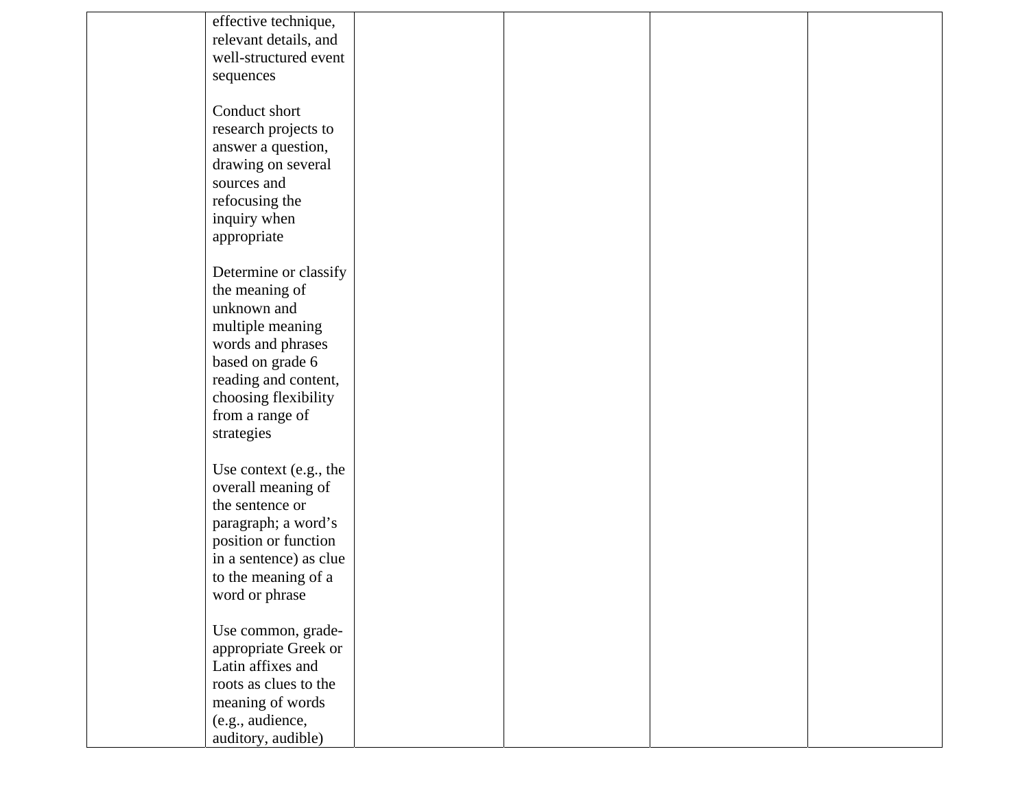|  |  |  |  |  |  |
|---|---|---|---|---|---|
|  | effective technique, relevant details, and well-structured event sequences<br><br>Conduct short research projects to answer a question, drawing on several sources and refocusing the inquiry when appropriate<br><br>Determine or classify the meaning of unknown and multiple meaning words and phrases based on grade 6 reading and content, choosing flexibility from a range of strategies<br><br>Use context (e.g., the overall meaning of the sentence or paragraph; a word's position or function in a sentence) as clue to the meaning of a word or phrase<br><br>Use common, grade-appropriate Greek or Latin affixes and roots as clues to the meaning of words (e.g., audience, auditory, audible) |  |  |  |  |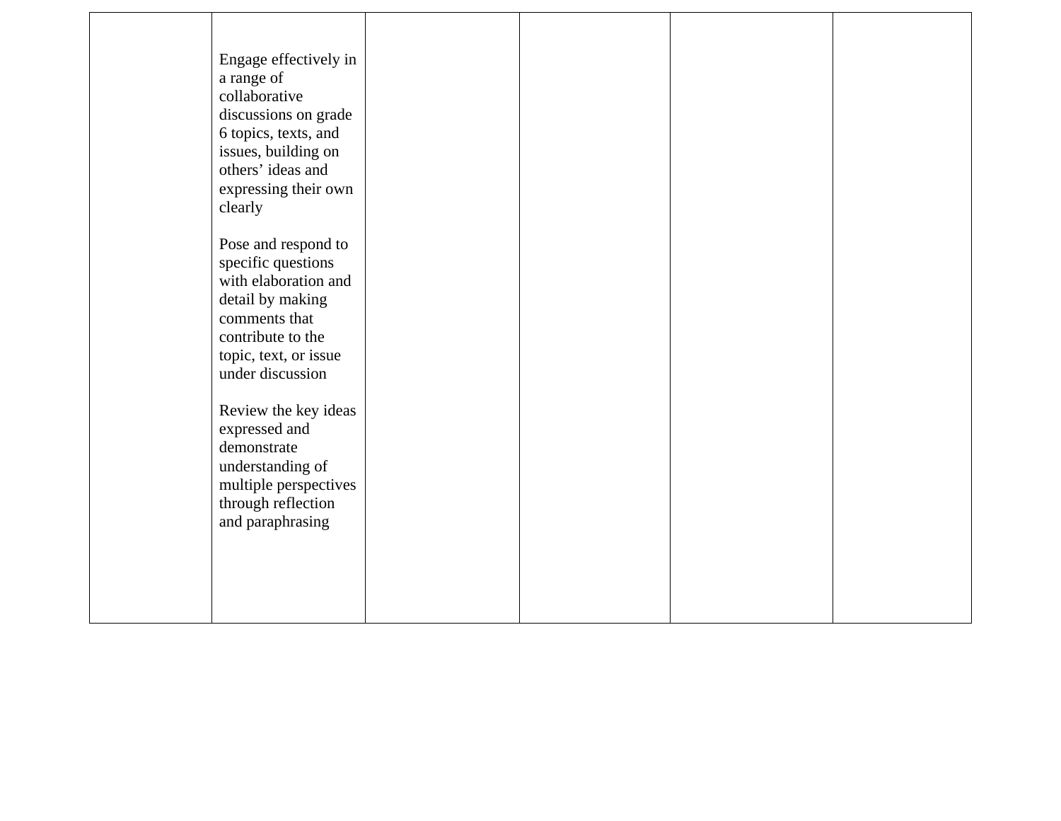| | | | | | |
|---|---|---|---|---|---|
| | Engage effectively in a range of collaborative discussions on grade 6 topics, texts, and issues, building on others' ideas and expressing their own clearly<br><br>Pose and respond to specific questions with elaboration and detail by making comments that contribute to the topic, text, or issue under discussion<br><br>Review the key ideas expressed and demonstrate understanding of multiple perspectives through reflection and paraphrasing | | | | |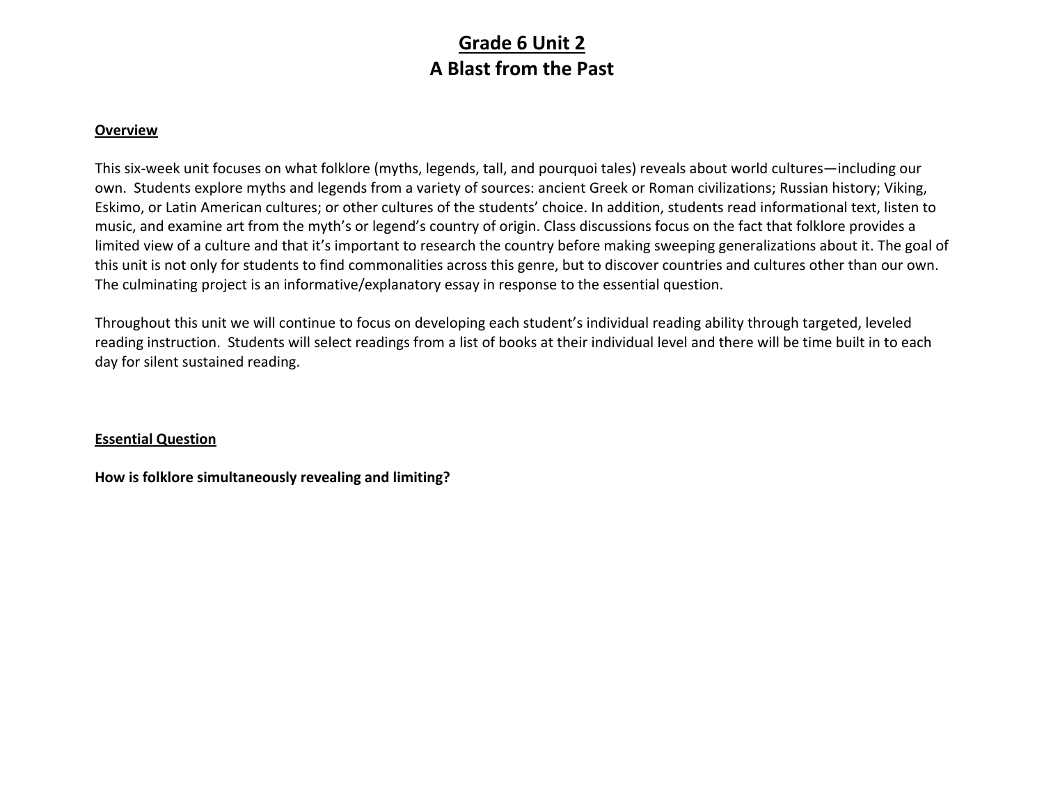# Grade 6 Unit 2
# A Blast from the Past

## Overview

This six-week unit focuses on what folklore (myths, legends, tall, and pourquoi tales) reveals about world cultures—including our own. Students explore myths and legends from a variety of sources: ancient Greek or Roman civilizations; Russian history; Viking, Eskimo, or Latin American cultures; or other cultures of the students' choice. In addition, students read informational text, listen to music, and examine art from the myth's or legend's country of origin. Class discussions focus on the fact that folklore provides a limited view of a culture and that it's important to research the country before making sweeping generalizations about it. The goal of this unit is not only for students to find commonalities across this genre, but to discover countries and cultures other than our own. The culminating project is an informative/explanatory essay in response to the essential question.

Throughout this unit we will continue to focus on developing each student's individual reading ability through targeted, leveled reading instruction. Students will select readings from a list of books at their individual level and there will be time built in to each day for silent sustained reading.

## Essential Question

**How is folklore simultaneously revealing and limiting?**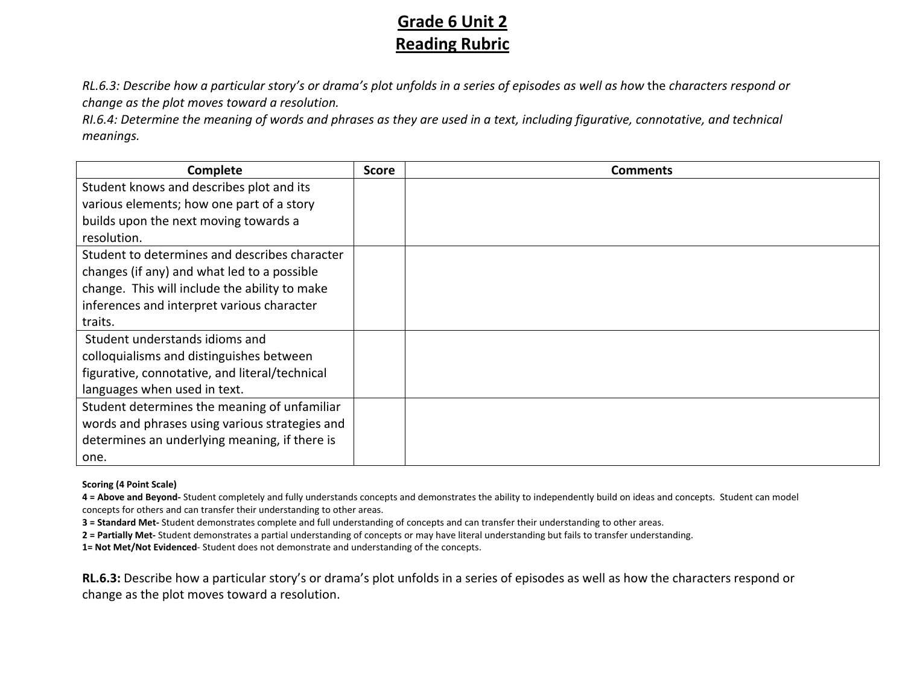# Grade 6 Unit 2
# Reading Rubric

*RL.6.3: Describe how a particular story's or drama's plot unfolds in a series of episodes as well as how* the *characters respond or change as the plot moves toward a resolution.*
*RI.6.4: Determine the meaning of words and phrases as they are used in a text, including figurative, connotative, and technical meanings.*

| Complete | Score | Comments |
|---|---|---|
| Student knows and describes plot and its various elements; how one part of a story builds upon the next moving towards a resolution. | | |
| Student to determines and describes character changes (if any) and what led to a possible change. This will include the ability to make inferences and interpret various character traits. | | |
| Student understands idioms and colloquialisms and distinguishes between figurative, connotative, and literal/technical languages when used in text. | | |
| Student determines the meaning of unfamiliar words and phrases using various strategies and determines an underlying meaning, if there is one. | | |

**Scoring (4 Point Scale)**
**4 = Above and Beyond-** Student completely and fully understands concepts and demonstrates the ability to independently build on ideas and concepts. Student can model concepts for others and can transfer their understanding to other areas.
**3 = Standard Met-** Student demonstrates complete and full understanding of concepts and can transfer their understanding to other areas.
**2 = Partially Met-** Student demonstrates a partial understanding of concepts or may have literal understanding but fails to transfer understanding.
**1= Not Met/Not Evidenced**- Student does not demonstrate and understanding of the concepts.

**RL.6.3:** Describe how a particular story's or drama's plot unfolds in a series of episodes as well as how the characters respond or change as the plot moves toward a resolution.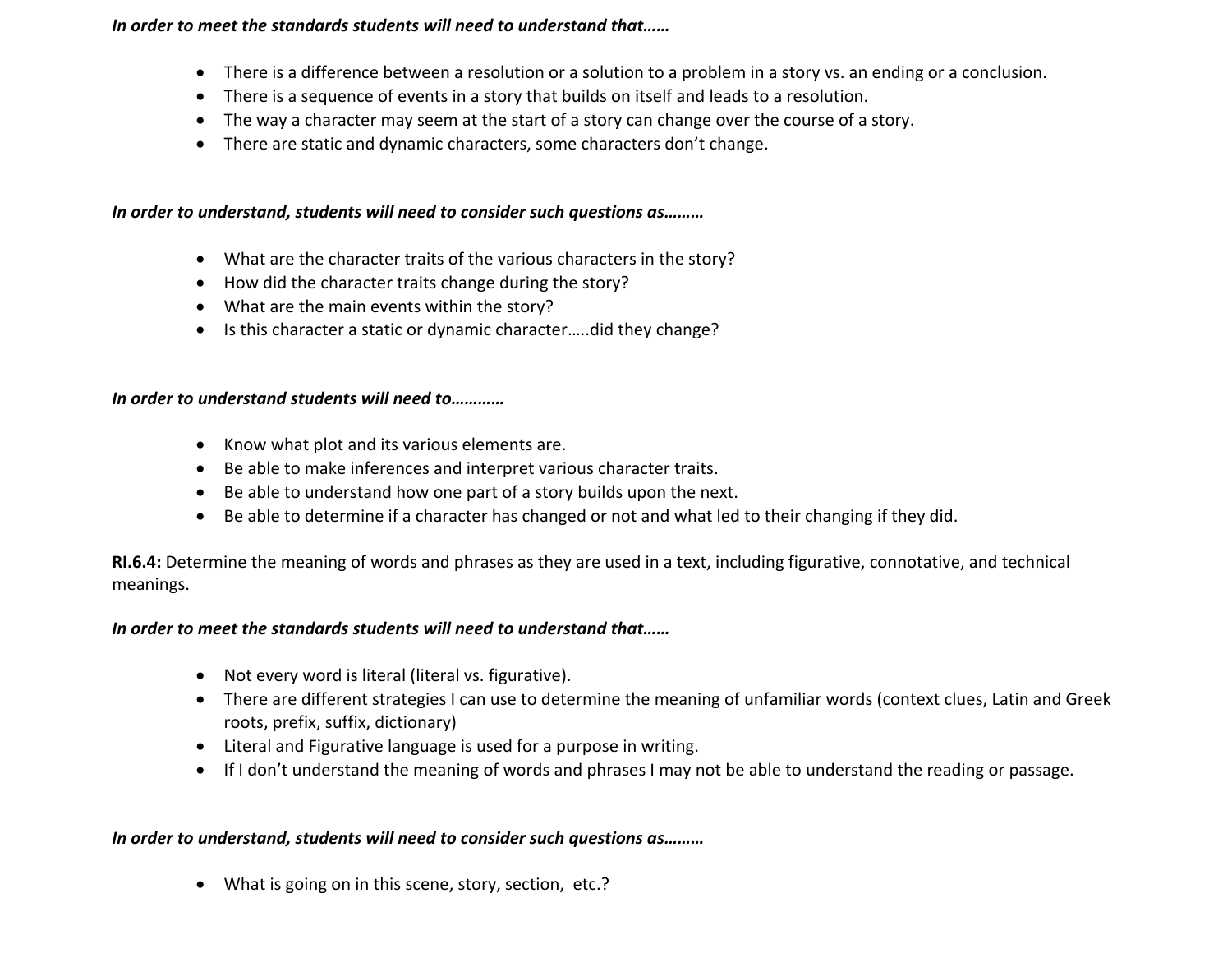***In order to meet the standards students will need to understand that……***

- There is a difference between a resolution or a solution to a problem in a story vs. an ending or a conclusion.
- There is a sequence of events in a story that builds on itself and leads to a resolution.
- The way a character may seem at the start of a story can change over the course of a story.
- There are static and dynamic characters, some characters don't change.

***In order to understand, students will need to consider such questions as………***

- What are the character traits of the various characters in the story?
- How did the character traits change during the story?
- What are the main events within the story?
- Is this character a static or dynamic character…..did they change?

***In order to understand students will need to…………***

- Know what plot and its various elements are.
- Be able to make inferences and interpret various character traits.
- Be able to understand how one part of a story builds upon the next.
- Be able to determine if a character has changed or not and what led to their changing if they did.

**RI.6.4:** Determine the meaning of words and phrases as they are used in a text, including figurative, connotative, and technical meanings.

***In order to meet the standards students will need to understand that……***

- Not every word is literal (literal vs. figurative).
- There are different strategies I can use to determine the meaning of unfamiliar words (context clues, Latin and Greek roots, prefix, suffix, dictionary)
- Literal and Figurative language is used for a purpose in writing.
- If I don't understand the meaning of words and phrases I may not be able to understand the reading or passage.

***In order to understand, students will need to consider such questions as………***

- What is going on in this scene, story, section, etc.?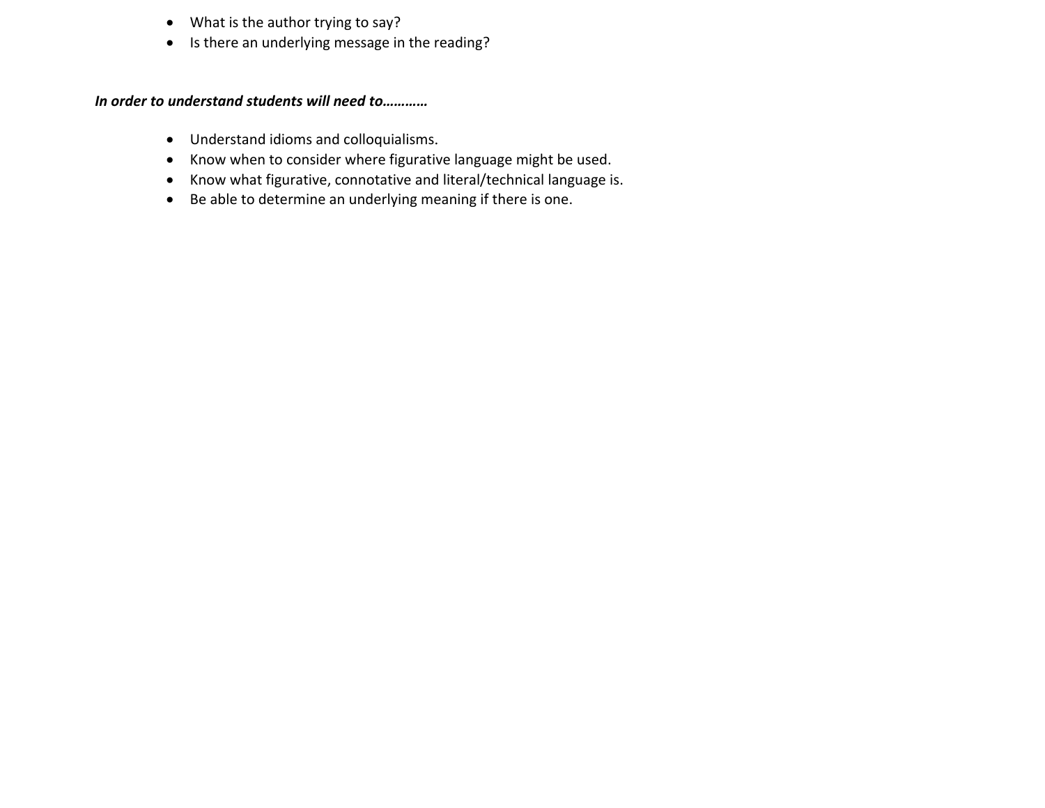- What is the author trying to say?
- Is there an underlying message in the reading?

***In order to understand students will need to…………***

- Understand idioms and colloquialisms.
- Know when to consider where figurative language might be used.
- Know what figurative, connotative and literal/technical language is.
- Be able to determine an underlying meaning if there is one.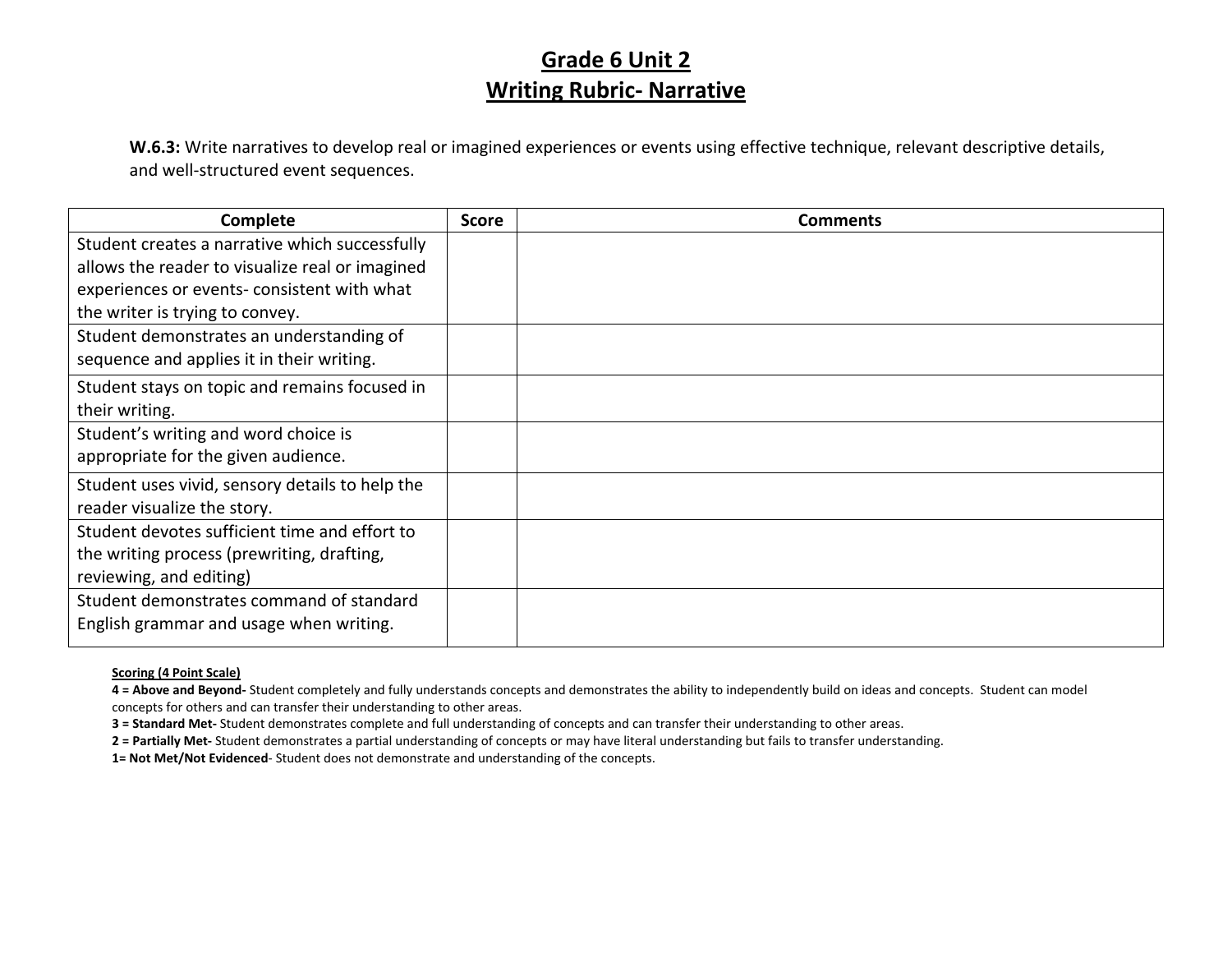# Grade 6 Unit 2
## Writing Rubric- Narrative

**W.6.3:** Write narratives to develop real or imagined experiences or events using effective technique, relevant descriptive details, and well-structured event sequences.

| Complete | Score | Comments |
|---|---|---|
| Student creates a narrative which successfully allows the reader to visualize real or imagined experiences or events- consistent with what the writer is trying to convey. | | |
| Student demonstrates an understanding of sequence and applies it in their writing. | | |
| Student stays on topic and remains focused in their writing. | | |
| Student's writing and word choice is appropriate for the given audience. | | |
| Student uses vivid, sensory details to help the reader visualize the story. | | |
| Student devotes sufficient time and effort to the writing process (prewriting, drafting, reviewing, and editing) | | |
| Student demonstrates command of standard English grammar and usage when writing. | | |

**Scoring (4 Point Scale)**

**4 = Above and Beyond-** Student completely and fully understands concepts and demonstrates the ability to independently build on ideas and concepts. Student can model concepts for others and can transfer their understanding to other areas.

**3 = Standard Met-** Student demonstrates complete and full understanding of concepts and can transfer their understanding to other areas.

**2 = Partially Met-** Student demonstrates a partial understanding of concepts or may have literal understanding but fails to transfer understanding.

**1= Not Met/Not Evidenced**- Student does not demonstrate and understanding of the concepts.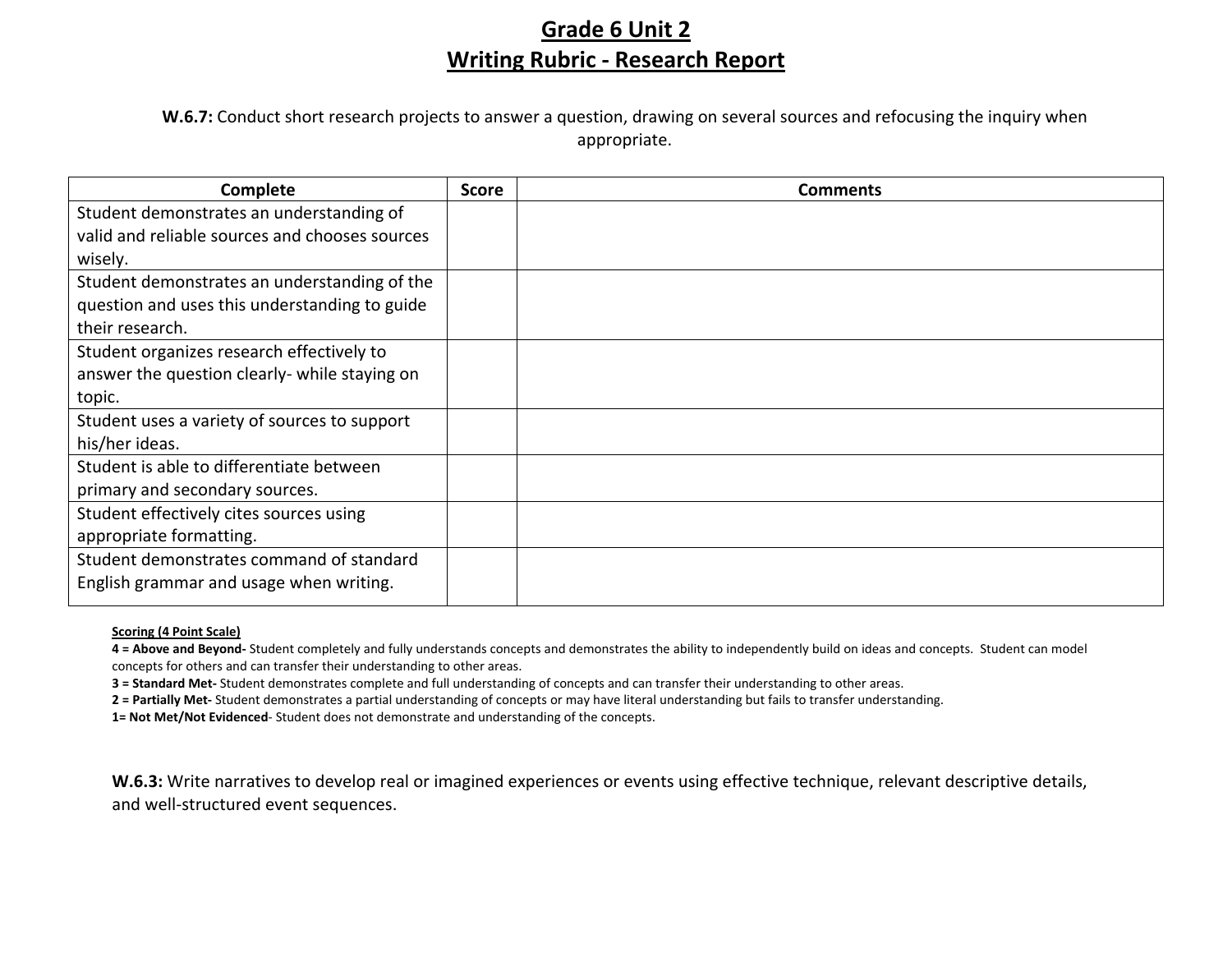# Grade 6 Unit 2
# Writing Rubric - Research Report

**W.6.7:** Conduct short research projects to answer a question, drawing on several sources and refocusing the inquiry when appropriate.

| Complete | Score | Comments |
|---|---|---|
| Student demonstrates an understanding of valid and reliable sources and chooses sources wisely. | | |
| Student demonstrates an understanding of the question and uses this understanding to guide their research. | | |
| Student organizes research effectively to answer the question clearly- while staying on topic. | | |
| Student uses a variety of sources to support his/her ideas. | | |
| Student is able to differentiate between primary and secondary sources. | | |
| Student effectively cites sources using appropriate formatting. | | |
| Student demonstrates command of standard English grammar and usage when writing. | | |

**Scoring (4 Point Scale)**

**4 = Above and Beyond-** Student completely and fully understands concepts and demonstrates the ability to independently build on ideas and concepts. Student can model concepts for others and can transfer their understanding to other areas.

**3 = Standard Met-** Student demonstrates complete and full understanding of concepts and can transfer their understanding to other areas.

**2 = Partially Met-** Student demonstrates a partial understanding of concepts or may have literal understanding but fails to transfer understanding.

**1= Not Met/Not Evidenced**- Student does not demonstrate and understanding of the concepts.

**W.6.3:** Write narratives to develop real or imagined experiences or events using effective technique, relevant descriptive details, and well-structured event sequences.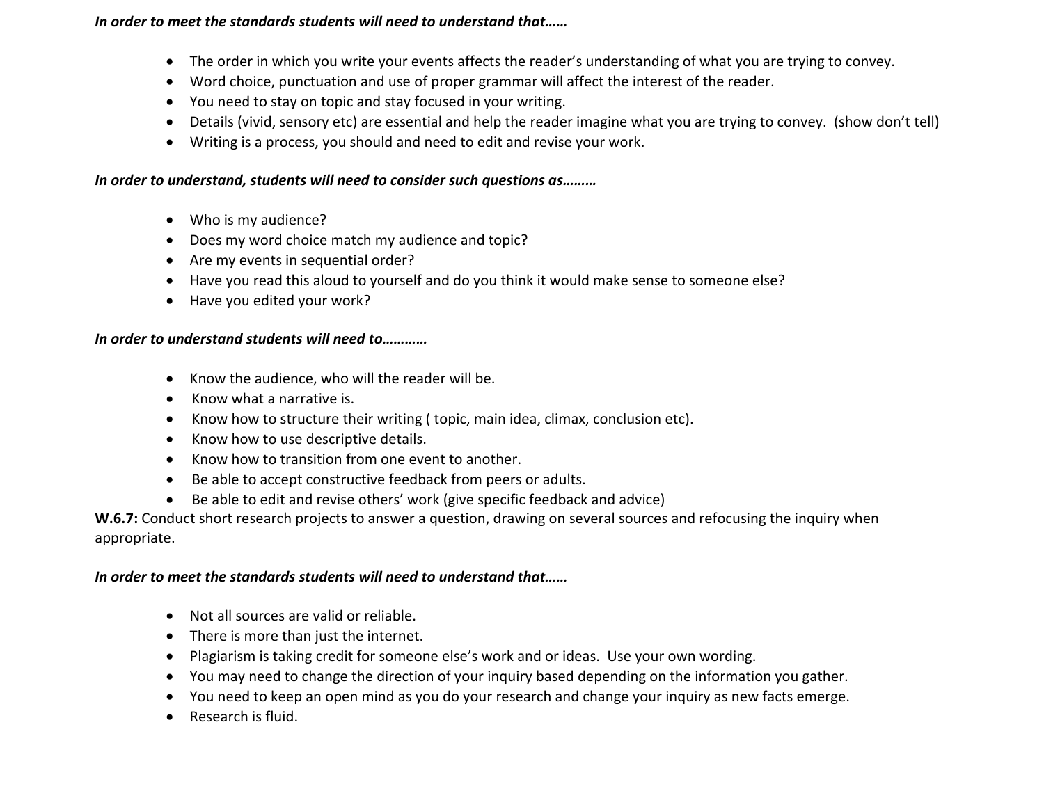***In order to meet the standards students will need to understand that……***

- The order in which you write your events affects the reader's understanding of what you are trying to convey.
- Word choice, punctuation and use of proper grammar will affect the interest of the reader.
- You need to stay on topic and stay focused in your writing.
- Details (vivid, sensory etc) are essential and help the reader imagine what you are trying to convey. (show don't tell)
- Writing is a process, you should and need to edit and revise your work.

***In order to understand, students will need to consider such questions as………***

- Who is my audience?
- Does my word choice match my audience and topic?
- Are my events in sequential order?
- Have you read this aloud to yourself and do you think it would make sense to someone else?
- Have you edited your work?

***In order to understand students will need to…………***

- Know the audience, who will the reader will be.
- Know what a narrative is.
- Know how to structure their writing ( topic, main idea, climax, conclusion etc).
- Know how to use descriptive details.
- Know how to transition from one event to another.
- Be able to accept constructive feedback from peers or adults.
- Be able to edit and revise others' work (give specific feedback and advice)

**W.6.7:** Conduct short research projects to answer a question, drawing on several sources and refocusing the inquiry when appropriate.

***In order to meet the standards students will need to understand that……***

- Not all sources are valid or reliable.
- There is more than just the internet.
- Plagiarism is taking credit for someone else's work and or ideas. Use your own wording.
- You may need to change the direction of your inquiry based depending on the information you gather.
- You need to keep an open mind as you do your research and change your inquiry as new facts emerge.
- Research is fluid.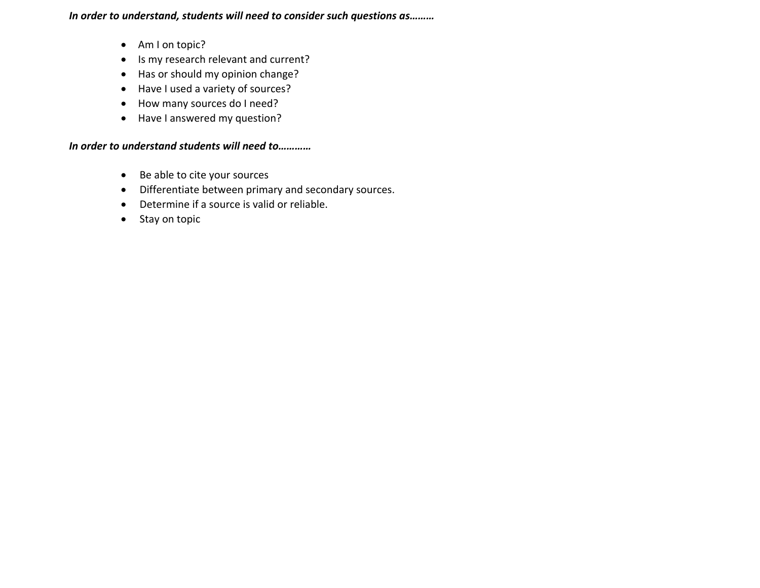***In order to understand, students will need to consider such questions as………***

- Am I on topic?
- Is my research relevant and current?
- Has or should my opinion change?
- Have I used a variety of sources?
- How many sources do I need?
- Have I answered my question?

***In order to understand students will need to…………***

- Be able to cite your sources
- Differentiate between primary and secondary sources.
- Determine if a source is valid or reliable.
- Stay on topic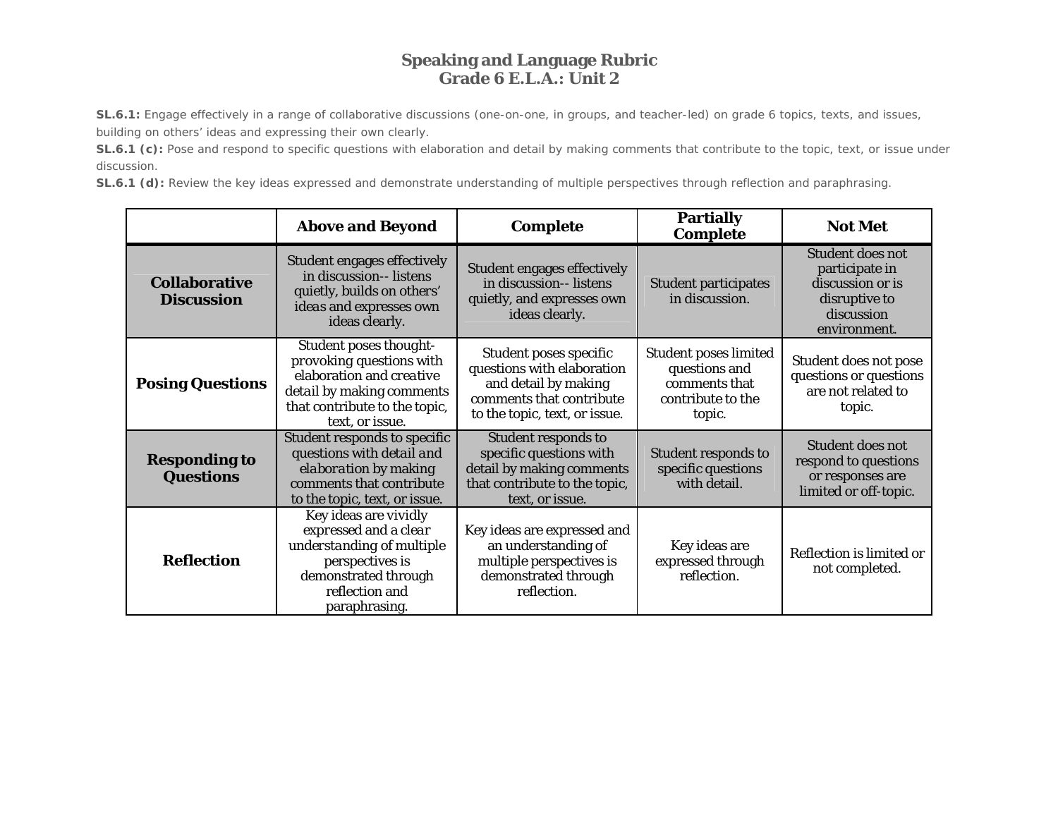# Speaking and Language Rubric
## Grade 6 E.L.A.: Unit 2

**SL.6.1:** Engage effectively in a range of collaborative discussions (one-on-one, in groups, and teacher-led) on grade 6 topics, texts, and issues, building on others' ideas and expressing their own clearly.

**SL.6.1 (c):** Pose and respond to specific questions with elaboration and detail by making comments that contribute to the topic, text, or issue under discussion.

**SL.6.1 (d):** Review the key ideas expressed and demonstrate understanding of multiple perspectives through reflection and paraphrasing.

| | **Above and Beyond** | **Complete** | **Partially Complete** | **Not Met** |
|---|---|---|---|---|
| **Collaborative Discussion** | Student engages effectively in discussion-- listens quietly, builds on others' ideas and expresses own ideas clearly. | Student engages effectively in discussion-- listens quietly, and expresses own ideas clearly. | Student participates in discussion. | Student does not participate in discussion or is disruptive to discussion environment. |
| **Posing Questions** | Student poses thought-provoking questions with elaboration and creative detail by making comments that contribute to the topic, text, or issue. | Student poses specific questions with elaboration and detail by making comments that contribute to the topic, text, or issue. | Student poses limited questions and comments that contribute to the topic. | Student does not pose questions or questions are not related to topic. |
| **Responding to Questions** | Student responds to specific questions with detail and elaboration by making comments that contribute to the topic, text, or issue. | Student responds to specific questions with detail by making comments that contribute to the topic, text, or issue. | Student responds to specific questions with detail. | Student does not respond to questions or responses are limited or off-topic. |
| **Reflection** | Key ideas are vividly expressed and a clear understanding of multiple perspectives is demonstrated through reflection and paraphrasing. | Key ideas are expressed and an understanding of multiple perspectives is demonstrated through reflection. | Key ideas are expressed through reflection. | Reflection is limited or not completed. |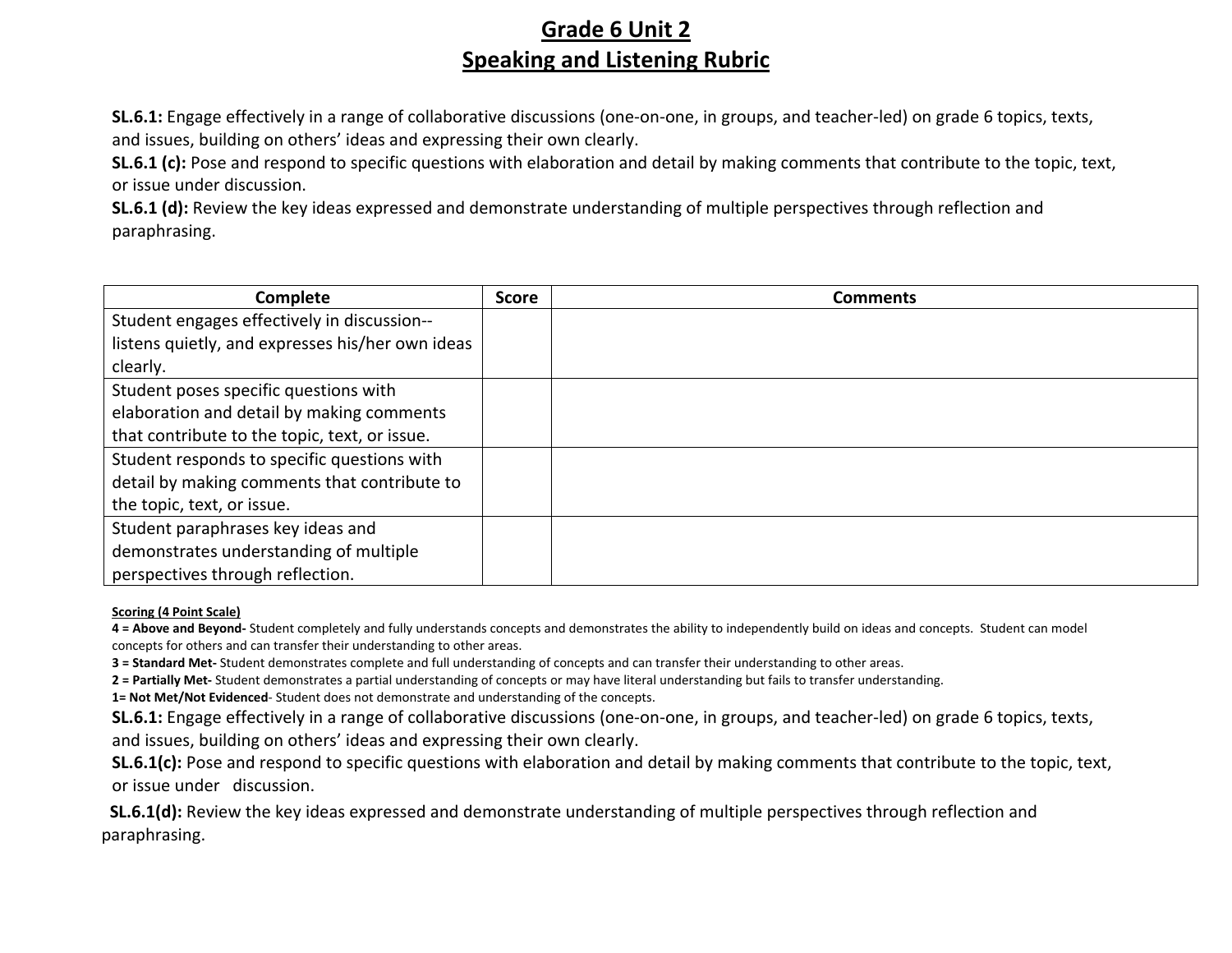# Grade 6 Unit 2
## Speaking and Listening Rubric

**SL.6.1:** Engage effectively in a range of collaborative discussions (one-on-one, in groups, and teacher-led) on grade 6 topics, texts, and issues, building on others' ideas and expressing their own clearly.
**SL.6.1 (c):** Pose and respond to specific questions with elaboration and detail by making comments that contribute to the topic, text, or issue under discussion.
**SL.6.1 (d):** Review the key ideas expressed and demonstrate understanding of multiple perspectives through reflection and paraphrasing.

| Complete | Score | Comments |
|---|---|---|
| Student engages effectively in discussion--listens quietly, and expresses his/her own ideas clearly. | | |
| Student poses specific questions with elaboration and detail by making comments that contribute to the topic, text, or issue. | | |
| Student responds to specific questions with detail by making comments that contribute to the topic, text, or issue. | | |
| Student paraphrases key ideas and demonstrates understanding of multiple perspectives through reflection. | | |

**Scoring (4 Point Scale)**
**4 = Above and Beyond-** Student completely and fully understands concepts and demonstrates the ability to independently build on ideas and concepts. Student can model concepts for others and can transfer their understanding to other areas.
**3 = Standard Met-** Student demonstrates complete and full understanding of concepts and can transfer their understanding to other areas.
**2 = Partially Met-** Student demonstrates a partial understanding of concepts or may have literal understanding but fails to transfer understanding.
**1= Not Met/Not Evidenced**- Student does not demonstrate and understanding of the concepts.

**SL.6.1:** Engage effectively in a range of collaborative discussions (one-on-one, in groups, and teacher-led) on grade 6 topics, texts, and issues, building on others' ideas and expressing their own clearly.
**SL.6.1(c):** Pose and respond to specific questions with elaboration and detail by making comments that contribute to the topic, text, or issue under discussion.
**SL.6.1(d):** Review the key ideas expressed and demonstrate understanding of multiple perspectives through reflection and paraphrasing.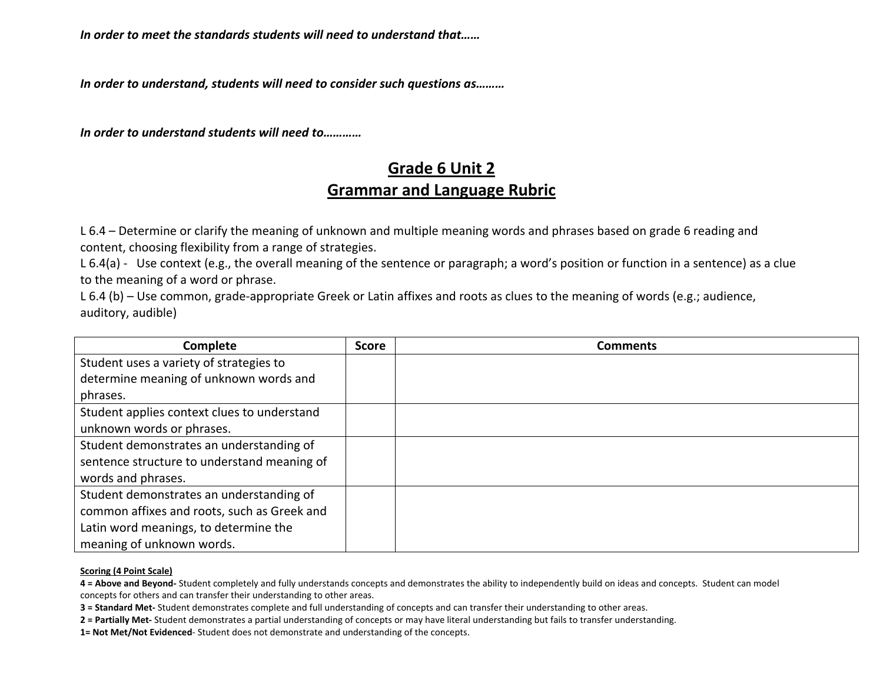***In order to meet the standards students will need to understand that……***

***In order to understand, students will need to consider such questions as………***

***In order to understand students will need to…………***

## Grade 6 Unit 2
## Grammar and Language Rubric

L 6.4 – Determine or clarify the meaning of unknown and multiple meaning words and phrases based on grade 6 reading and content, choosing flexibility from a range of strategies.
L 6.4(a) - Use context (e.g., the overall meaning of the sentence or paragraph; a word's position or function in a sentence) as a clue to the meaning of a word or phrase.
L 6.4 (b) – Use common, grade-appropriate Greek or Latin affixes and roots as clues to the meaning of words (e.g.; audience, auditory, audible)

| Complete | Score | Comments |
|---|---|---|
| Student uses a variety of strategies to determine meaning of unknown words and phrases. | | |
| Student applies context clues to understand unknown words or phrases. | | |
| Student demonstrates an understanding of sentence structure to understand meaning of words and phrases. | | |
| Student demonstrates an understanding of common affixes and roots, such as Greek and Latin word meanings, to determine the meaning of unknown words. | | |

**Scoring (4 Point Scale)**
**4 = Above and Beyond-** Student completely and fully understands concepts and demonstrates the ability to independently build on ideas and concepts. Student can model concepts for others and can transfer their understanding to other areas.
**3 = Standard Met-** Student demonstrates complete and full understanding of concepts and can transfer their understanding to other areas.
**2 = Partially Met-** Student demonstrates a partial understanding of concepts or may have literal understanding but fails to transfer understanding.
**1= Not Met/Not Evidenced**- Student does not demonstrate and understanding of the concepts.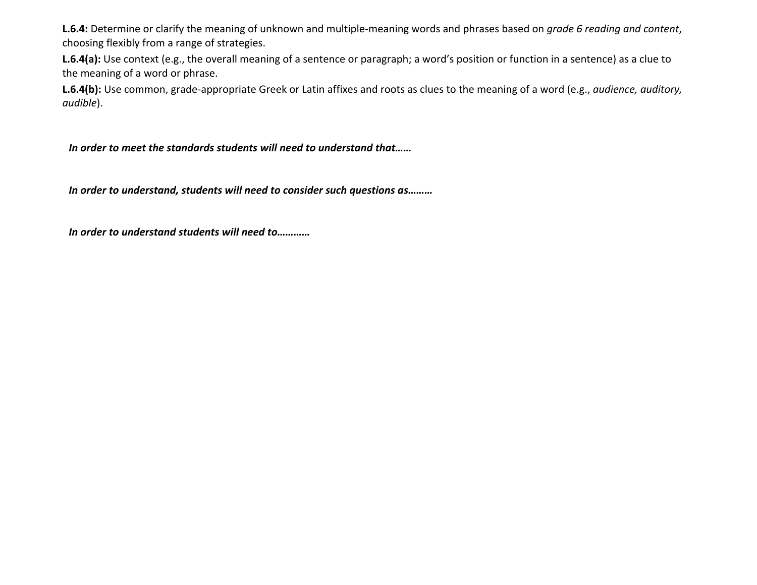**L.6.4:** Determine or clarify the meaning of unknown and multiple-meaning words and phrases based on *grade 6 reading and content*, choosing flexibly from a range of strategies.

**L.6.4(a):** Use context (e.g., the overall meaning of a sentence or paragraph; a word's position or function in a sentence) as a clue to the meaning of a word or phrase.

**L.6.4(b):** Use common, grade-appropriate Greek or Latin affixes and roots as clues to the meaning of a word (e.g., *audience, auditory, audible*).

***In order to meet the standards students will need to understand that……***

***In order to understand, students will need to consider such questions as………***

***In order to understand students will need to…………***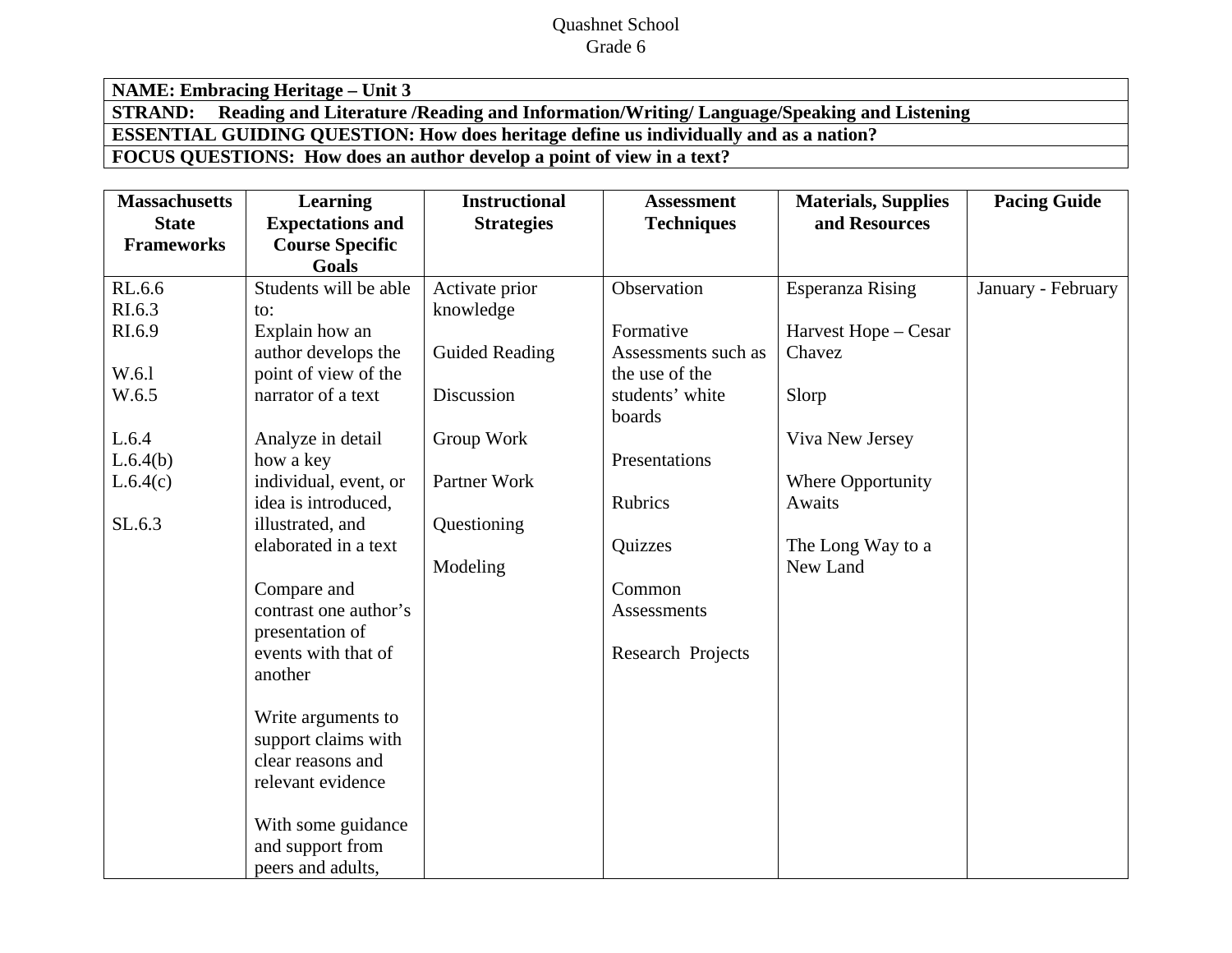Quashnet School
Grade 6

| **NAME: Embracing Heritage – Unit 3** |
|---|
| **STRAND: Reading and Literature /Reading and Information/Writing/ Language/Speaking and Listening** |
| **ESSENTIAL GUIDING QUESTION: How does heritage define us individually and as a nation?** |
| **FOCUS QUESTIONS: How does an author develop a point of view in a text?** |

| **Massachusetts State Frameworks** | **Learning Expectations and Course Specific Goals** | **Instructional Strategies** | **Assessment Techniques** | **Materials, Supplies and Resources** | **Pacing Guide** |
|---|---|---|---|---|---|
| RL.6.6<br>RI.6.3<br>RI.6.9<br><br>W.6.l<br>W.6.5<br><br>L.6.4<br>L.6.4(b)<br>L.6.4(c)<br><br>SL.6.3 | Students will be able to:<br>Explain how an author develops the point of view of the narrator of a text<br><br>Analyze in detail how a key individual, event, or idea is introduced, illustrated, and elaborated in a text<br><br>Compare and contrast one author's presentation of events with that of another<br><br>Write arguments to support claims with clear reasons and relevant evidence<br><br>With some guidance and support from peers and adults, | Activate prior knowledge<br><br>Guided Reading<br><br>Discussion<br><br>Group Work<br><br>Partner Work<br><br>Questioning<br><br>Modeling | Observation<br><br>Formative Assessments such as the use of the students' white boards<br><br>Presentations<br><br>Rubrics<br><br>Quizzes<br><br>Common Assessments<br><br>Research Projects | Esperanza Rising<br><br>Harvest Hope – Cesar Chavez<br><br>Slorp<br><br>Viva New Jersey<br><br>Where Opportunity Awaits<br><br>The Long Way to a New Land | January - February |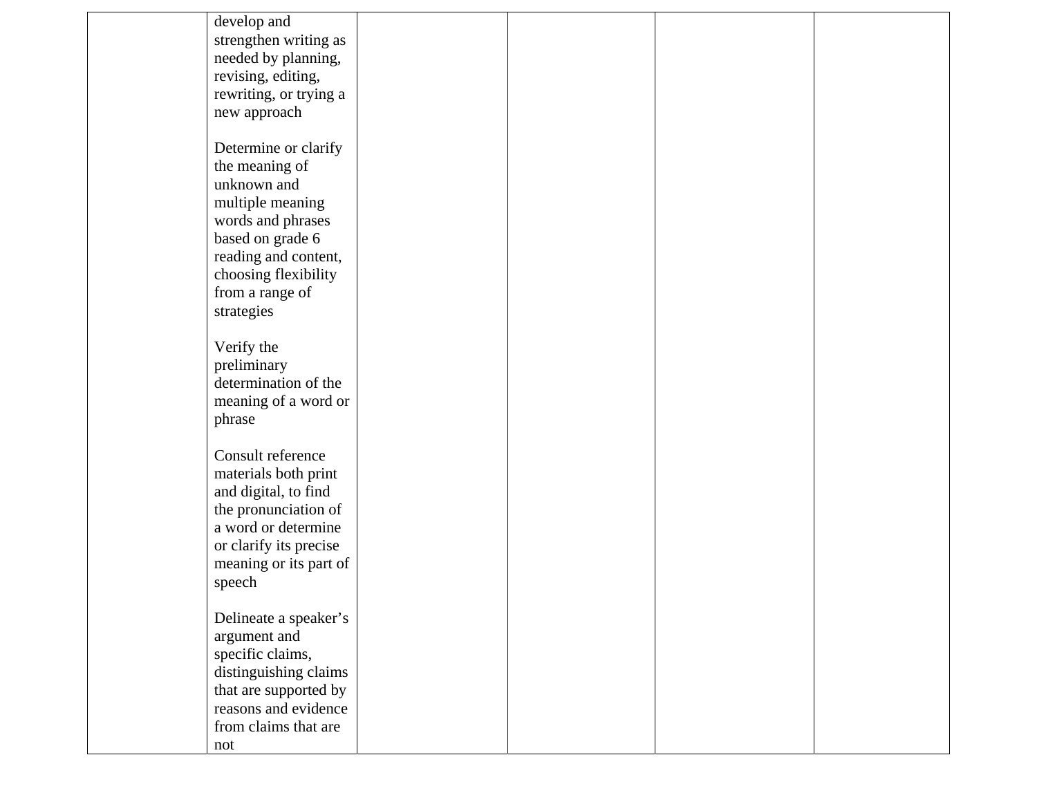| | | | | | |
|---|---|---|---|---|---|
| | develop and strengthen writing as needed by planning, revising, editing, rewriting, or trying a new approach<br><br>Determine or clarify the meaning of unknown and multiple meaning words and phrases based on grade 6 reading and content, choosing flexibility from a range of strategies<br><br>Verify the preliminary determination of the meaning of a word or phrase<br><br>Consult reference materials both print and digital, to find the pronunciation of a word or determine or clarify its precise meaning or its part of speech<br><br>Delineate a speaker's argument and specific claims, distinguishing claims that are supported by reasons and evidence from claims that are not | | | | |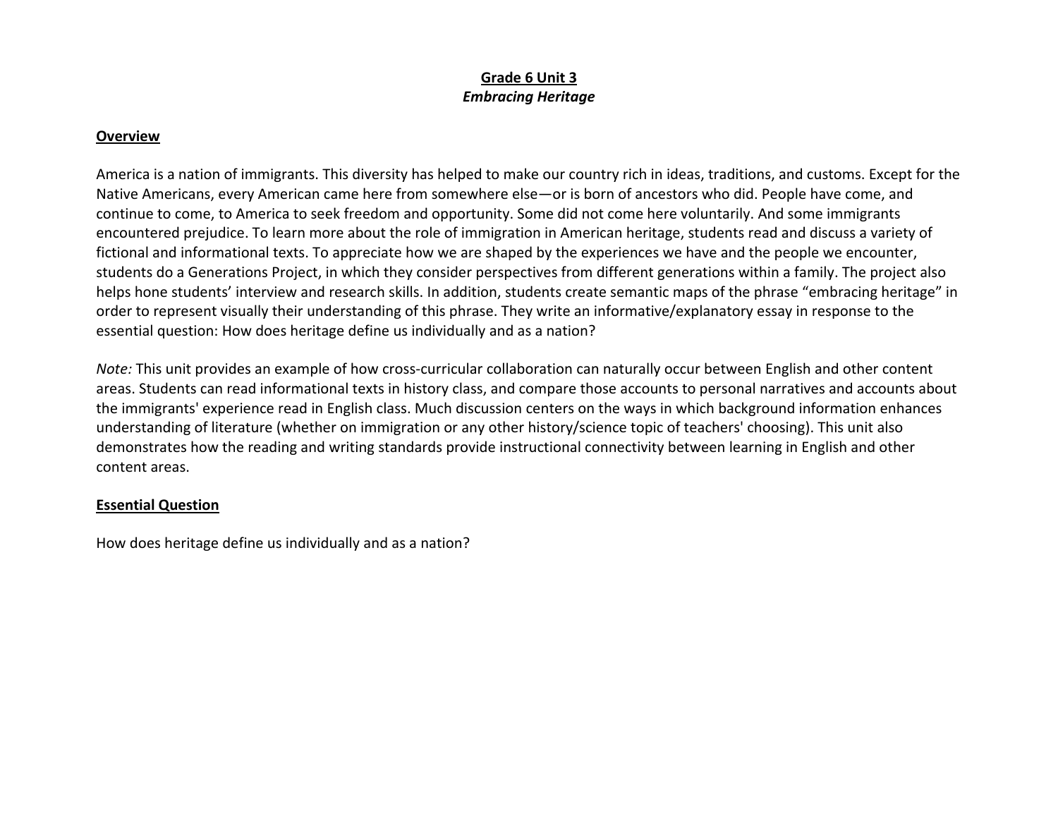# Grade 6 Unit 3

## *Embracing Heritage*

### Overview

America is a nation of immigrants. This diversity has helped to make our country rich in ideas, traditions, and customs. Except for the Native Americans, every American came here from somewhere else—or is born of ancestors who did. People have come, and continue to come, to America to seek freedom and opportunity. Some did not come here voluntarily. And some immigrants encountered prejudice. To learn more about the role of immigration in American heritage, students read and discuss a variety of fictional and informational texts. To appreciate how we are shaped by the experiences we have and the people we encounter, students do a Generations Project, in which they consider perspectives from different generations within a family. The project also helps hone students' interview and research skills. In addition, students create semantic maps of the phrase "embracing heritage" in order to represent visually their understanding of this phrase. They write an informative/explanatory essay in response to the essential question: How does heritage define us individually and as a nation?

*Note:* This unit provides an example of how cross-curricular collaboration can naturally occur between English and other content areas. Students can read informational texts in history class, and compare those accounts to personal narratives and accounts about the immigrants' experience read in English class. Much discussion centers on the ways in which background information enhances understanding of literature (whether on immigration or any other history/science topic of teachers' choosing). This unit also demonstrates how the reading and writing standards provide instructional connectivity between learning in English and other content areas.

### Essential Question

How does heritage define us individually and as a nation?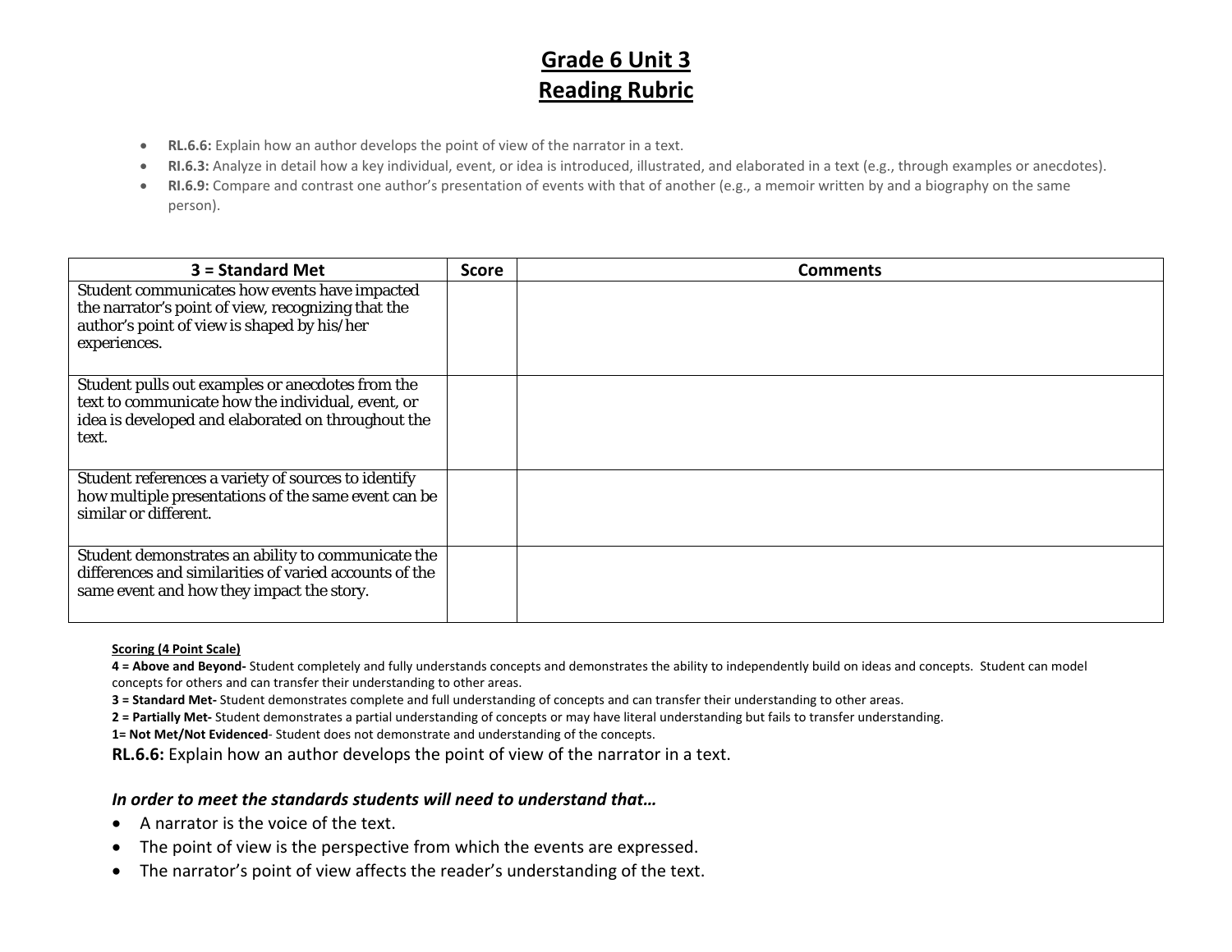# Grade 6 Unit 3
# Reading Rubric

- **RL.6.6:** Explain how an author develops the point of view of the narrator in a text.
- **RI.6.3:** Analyze in detail how a key individual, event, or idea is introduced, illustrated, and elaborated in a text (e.g., through examples or anecdotes).
- **RI.6.9:** Compare and contrast one author's presentation of events with that of another (e.g., a memoir written by and a biography on the same person).

| 3 = Standard Met | Score | Comments |
|---|---|---|
| Student communicates how events have impacted the narrator's point of view, recognizing that the author's point of view is shaped by his/her experiences. | | |
| Student pulls out examples or anecdotes from the text to communicate how the individual, event, or idea is developed and elaborated on throughout the text. | | |
| Student references a variety of sources to identify how multiple presentations of the same event can be similar or different. | | |
| Student demonstrates an ability to communicate the differences and similarities of varied accounts of the same event and how they impact the story. | | |

**Scoring (4 Point Scale)**

**4 = Above and Beyond-** Student completely and fully understands concepts and demonstrates the ability to independently build on ideas and concepts. Student can model concepts for others and can transfer their understanding to other areas.

**3 = Standard Met-** Student demonstrates complete and full understanding of concepts and can transfer their understanding to other areas.

**2 = Partially Met-** Student demonstrates a partial understanding of concepts or may have literal understanding but fails to transfer understanding.

**1= Not Met/Not Evidenced**- Student does not demonstrate and understanding of the concepts.

**RL.6.6:** Explain how an author develops the point of view of the narrator in a text.

***In order to meet the standards students will need to understand that…***

- A narrator is the voice of the text.
- The point of view is the perspective from which the events are expressed.
- The narrator's point of view affects the reader's understanding of the text.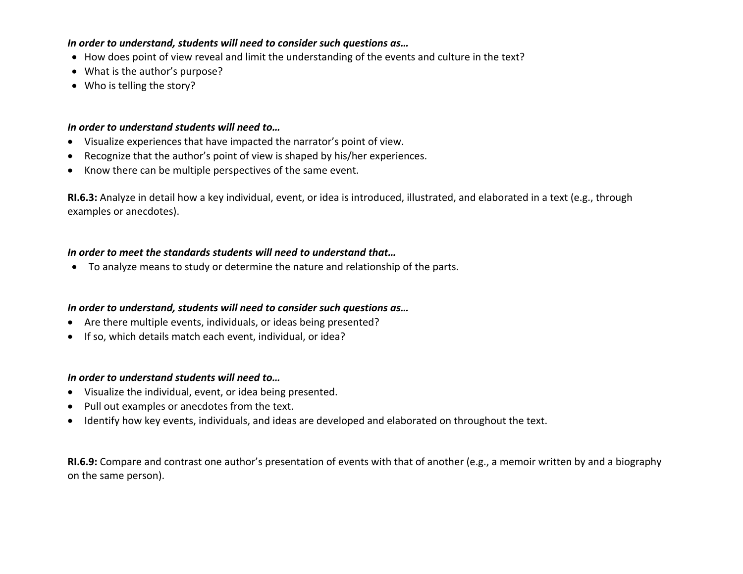***In order to understand, students will need to consider such questions as…***

- How does point of view reveal and limit the understanding of the events and culture in the text?
- What is the author's purpose?
- Who is telling the story?

***In order to understand students will need to…***

- Visualize experiences that have impacted the narrator's point of view.
- Recognize that the author's point of view is shaped by his/her experiences.
- Know there can be multiple perspectives of the same event.

**RI.6.3:** Analyze in detail how a key individual, event, or idea is introduced, illustrated, and elaborated in a text (e.g., through examples or anecdotes).

***In order to meet the standards students will need to understand that…***

- To analyze means to study or determine the nature and relationship of the parts.

***In order to understand, students will need to consider such questions as…***

- Are there multiple events, individuals, or ideas being presented?
- If so, which details match each event, individual, or idea?

***In order to understand students will need to…***

- Visualize the individual, event, or idea being presented.
- Pull out examples or anecdotes from the text.
- Identify how key events, individuals, and ideas are developed and elaborated on throughout the text.

**RI.6.9:** Compare and contrast one author's presentation of events with that of another (e.g., a memoir written by and a biography on the same person).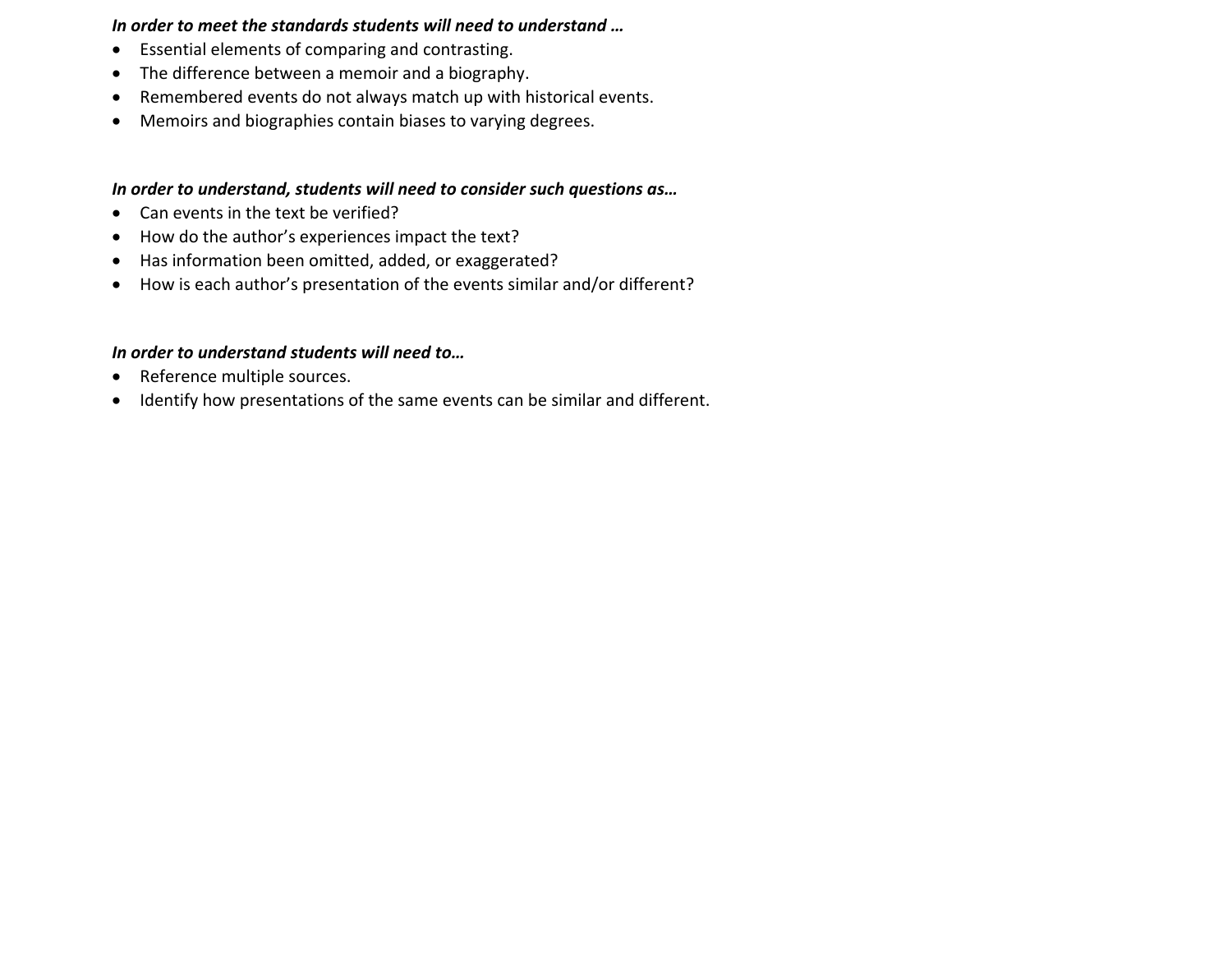***In order to meet the standards students will need to understand …***

- Essential elements of comparing and contrasting.
- The difference between a memoir and a biography.
- Remembered events do not always match up with historical events.
- Memoirs and biographies contain biases to varying degrees.

***In order to understand, students will need to consider such questions as…***

- Can events in the text be verified?
- How do the author's experiences impact the text?
- Has information been omitted, added, or exaggerated?
- How is each author's presentation of the events similar and/or different?

***In order to understand students will need to…***

- Reference multiple sources.
- Identify how presentations of the same events can be similar and different.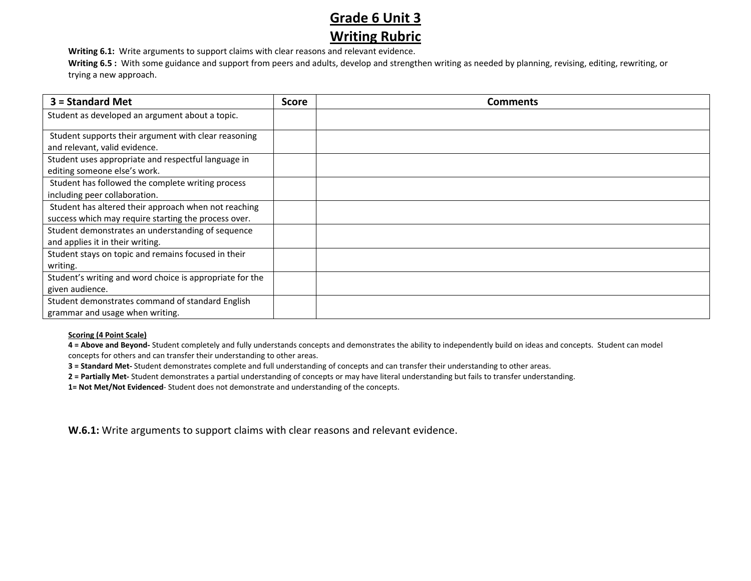# Grade 6 Unit 3
# Writing Rubric

**Writing 6.1:** Write arguments to support claims with clear reasons and relevant evidence.

**Writing 6.5 :** With some guidance and support from peers and adults, develop and strengthen writing as needed by planning, revising, editing, rewriting, or trying a new approach.

| 3 = Standard Met | Score | Comments |
|---|---|---|
| Student as developed an argument about a topic. | | |
| Student supports their argument with clear reasoning and relevant, valid evidence. | | |
| Student uses appropriate and respectful language in editing someone else's work. | | |
| Student has followed the complete writing process including peer collaboration. | | |
| Student has altered their approach when not reaching success which may require starting the process over. | | |
| Student demonstrates an understanding of sequence and applies it in their writing. | | |
| Student stays on topic and remains focused in their writing. | | |
| Student's writing and word choice is appropriate for the given audience. | | |
| Student demonstrates command of standard English grammar and usage when writing. | | |

**Scoring (4 Point Scale)**

**4 = Above and Beyond-** Student completely and fully understands concepts and demonstrates the ability to independently build on ideas and concepts. Student can model concepts for others and can transfer their understanding to other areas.

**3 = Standard Met-** Student demonstrates complete and full understanding of concepts and can transfer their understanding to other areas.

**2 = Partially Met-** Student demonstrates a partial understanding of concepts or may have literal understanding but fails to transfer understanding.

**1= Not Met/Not Evidenced**- Student does not demonstrate and understanding of the concepts.

**W.6.1:** Write arguments to support claims with clear reasons and relevant evidence.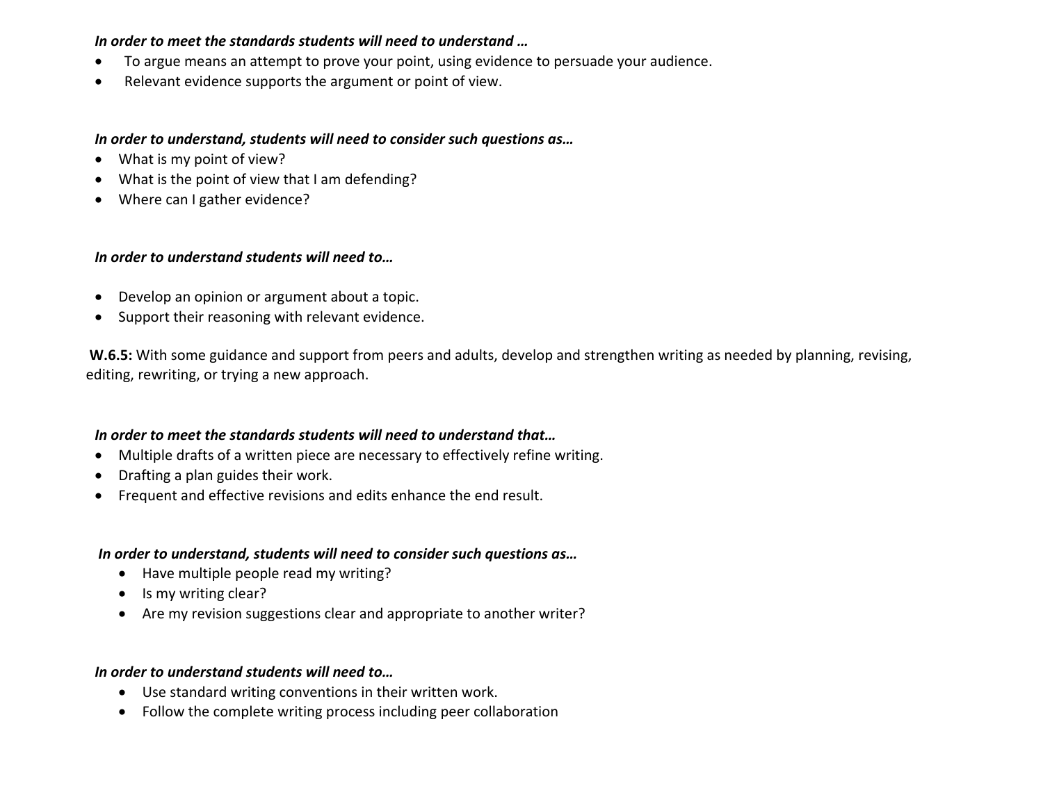***In order to meet the standards students will need to understand …***

- To argue means an attempt to prove your point, using evidence to persuade your audience.
- Relevant evidence supports the argument or point of view.

***In order to understand, students will need to consider such questions as…***

- What is my point of view?
- What is the point of view that I am defending?
- Where can I gather evidence?

***In order to understand students will need to…***

- Develop an opinion or argument about a topic.
- Support their reasoning with relevant evidence.

**W.6.5:** With some guidance and support from peers and adults, develop and strengthen writing as needed by planning, revising, editing, rewriting, or trying a new approach.

***In order to meet the standards students will need to understand that…***

- Multiple drafts of a written piece are necessary to effectively refine writing.
- Drafting a plan guides their work.
- Frequent and effective revisions and edits enhance the end result.

***In order to understand, students will need to consider such questions as…***

- Have multiple people read my writing?
- Is my writing clear?
- Are my revision suggestions clear and appropriate to another writer?

***In order to understand students will need to…***

- Use standard writing conventions in their written work.
- Follow the complete writing process including peer collaboration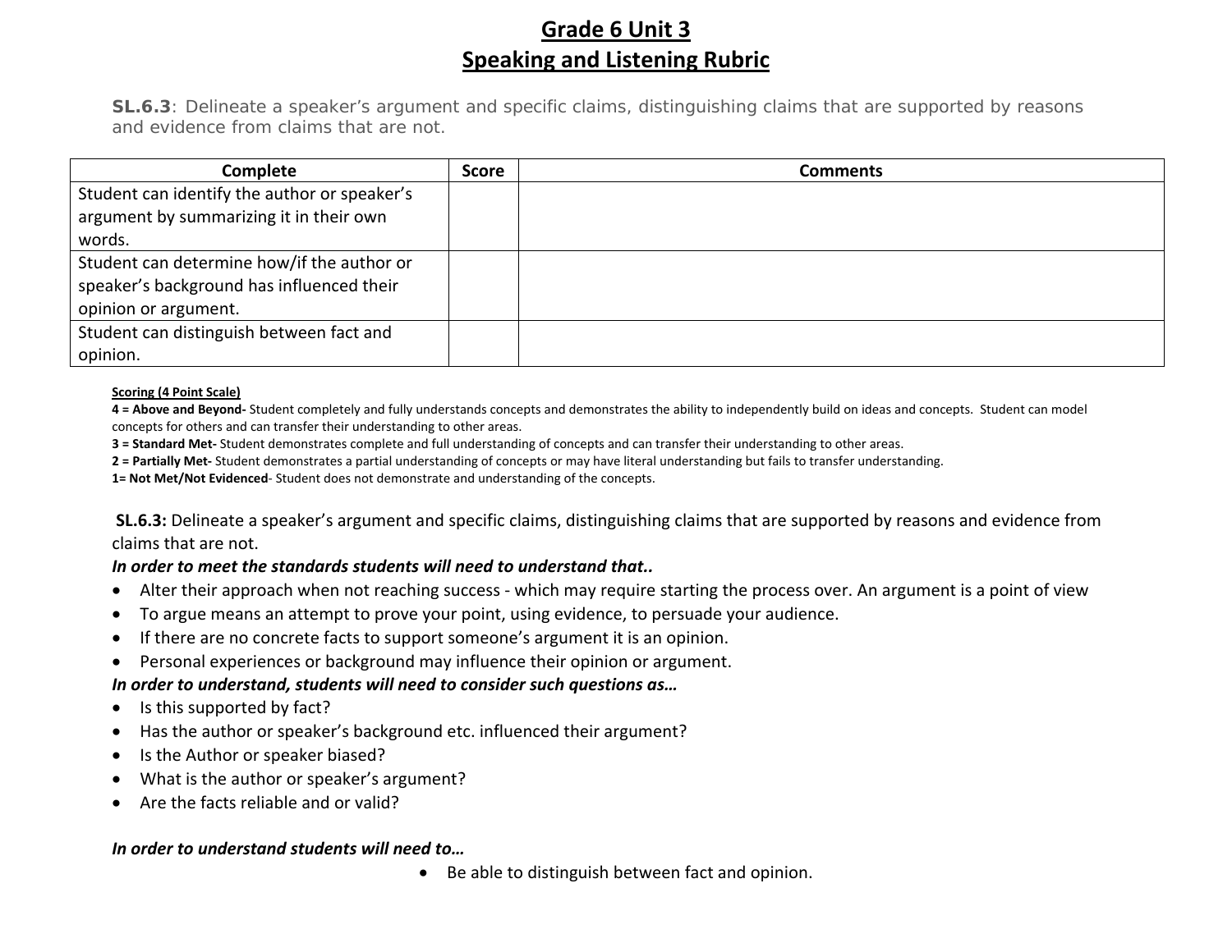# Grade 6 Unit 3
# Speaking and Listening Rubric

**SL.6.3**: Delineate a speaker's argument and specific claims, distinguishing claims that are supported by reasons and evidence from claims that are not.

| Complete | Score | Comments |
|---|---|---|
| Student can identify the author or speaker's argument by summarizing it in their own words. | | |
| Student can determine how/if the author or speaker's background has influenced their opinion or argument. | | |
| Student can distinguish between fact and opinion. | | |

**Scoring (4 Point Scale)**

**4 = Above and Beyond-** Student completely and fully understands concepts and demonstrates the ability to independently build on ideas and concepts. Student can model concepts for others and can transfer their understanding to other areas.

**3 = Standard Met-** Student demonstrates complete and full understanding of concepts and can transfer their understanding to other areas.

**2 = Partially Met-** Student demonstrates a partial understanding of concepts or may have literal understanding but fails to transfer understanding.

**1= Not Met/Not Evidenced**- Student does not demonstrate and understanding of the concepts.

**SL.6.3:** Delineate a speaker's argument and specific claims, distinguishing claims that are supported by reasons and evidence from claims that are not.

***In order to meet the standards students will need to understand that..***

- Alter their approach when not reaching success - which may require starting the process over. An argument is a point of view
- To argue means an attempt to prove your point, using evidence, to persuade your audience.
- If there are no concrete facts to support someone's argument it is an opinion.
- Personal experiences or background may influence their opinion or argument.

***In order to understand, students will need to consider such questions as…***

- Is this supported by fact?
- Has the author or speaker's background etc. influenced their argument?
- Is the Author or speaker biased?
- What is the author or speaker's argument?
- Are the facts reliable and or valid?

***In order to understand students will need to…***

- Be able to distinguish between fact and opinion.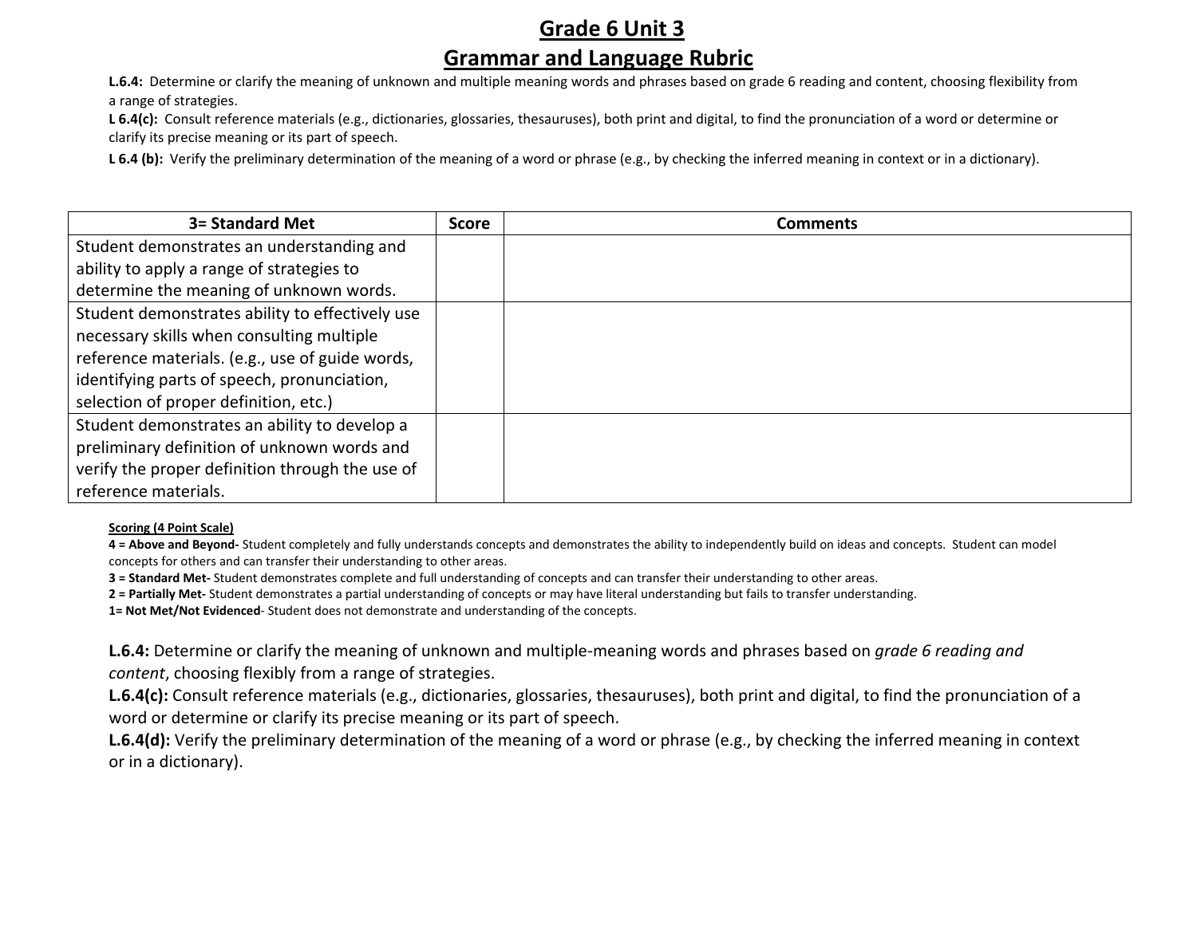# Grade 6 Unit 3
# Grammar and Language Rubric

**L.6.4:** Determine or clarify the meaning of unknown and multiple meaning words and phrases based on grade 6 reading and content, choosing flexibility from a range of strategies.

**L 6.4(c):** Consult reference materials (e.g., dictionaries, glossaries, thesauruses), both print and digital, to find the pronunciation of a word or determine or clarify its precise meaning or its part of speech.

**L 6.4 (b):** Verify the preliminary determination of the meaning of a word or phrase (e.g., by checking the inferred meaning in context or in a dictionary).

| 3= Standard Met | Score | Comments |
|---|---|---|
| Student demonstrates an understanding and ability to apply a range of strategies to determine the meaning of unknown words. | | |
| Student demonstrates ability to effectively use necessary skills when consulting multiple reference materials. (e.g., use of guide words, identifying parts of speech, pronunciation, selection of proper definition, etc.) | | |
| Student demonstrates an ability to develop a preliminary definition of unknown words and verify the proper definition through the use of reference materials. | | |

**Scoring (4 Point Scale)**

**4 = Above and Beyond-** Student completely and fully understands concepts and demonstrates the ability to independently build on ideas and concepts. Student can model concepts for others and can transfer their understanding to other areas.

**3 = Standard Met-** Student demonstrates complete and full understanding of concepts and can transfer their understanding to other areas.

**2 = Partially Met-** Student demonstrates a partial understanding of concepts or may have literal understanding but fails to transfer understanding.

**1= Not Met/Not Evidenced**- Student does not demonstrate and understanding of the concepts.

**L.6.4:** Determine or clarify the meaning of unknown and multiple-meaning words and phrases based on *grade 6 reading and content*, choosing flexibly from a range of strategies.

**L.6.4(c):** Consult reference materials (e.g., dictionaries, glossaries, thesauruses), both print and digital, to find the pronunciation of a word or determine or clarify its precise meaning or its part of speech.

**L.6.4(d):** Verify the preliminary determination of the meaning of a word or phrase (e.g., by checking the inferred meaning in context or in a dictionary).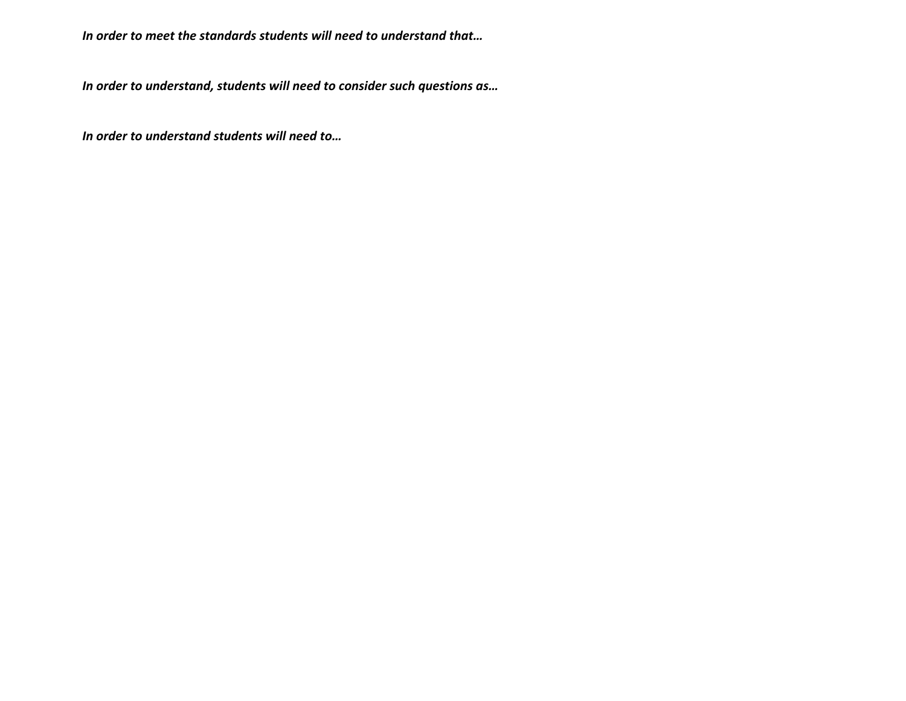***In order to meet the standards students will need to understand that…***

***In order to understand, students will need to consider such questions as…***

***In order to understand students will need to…***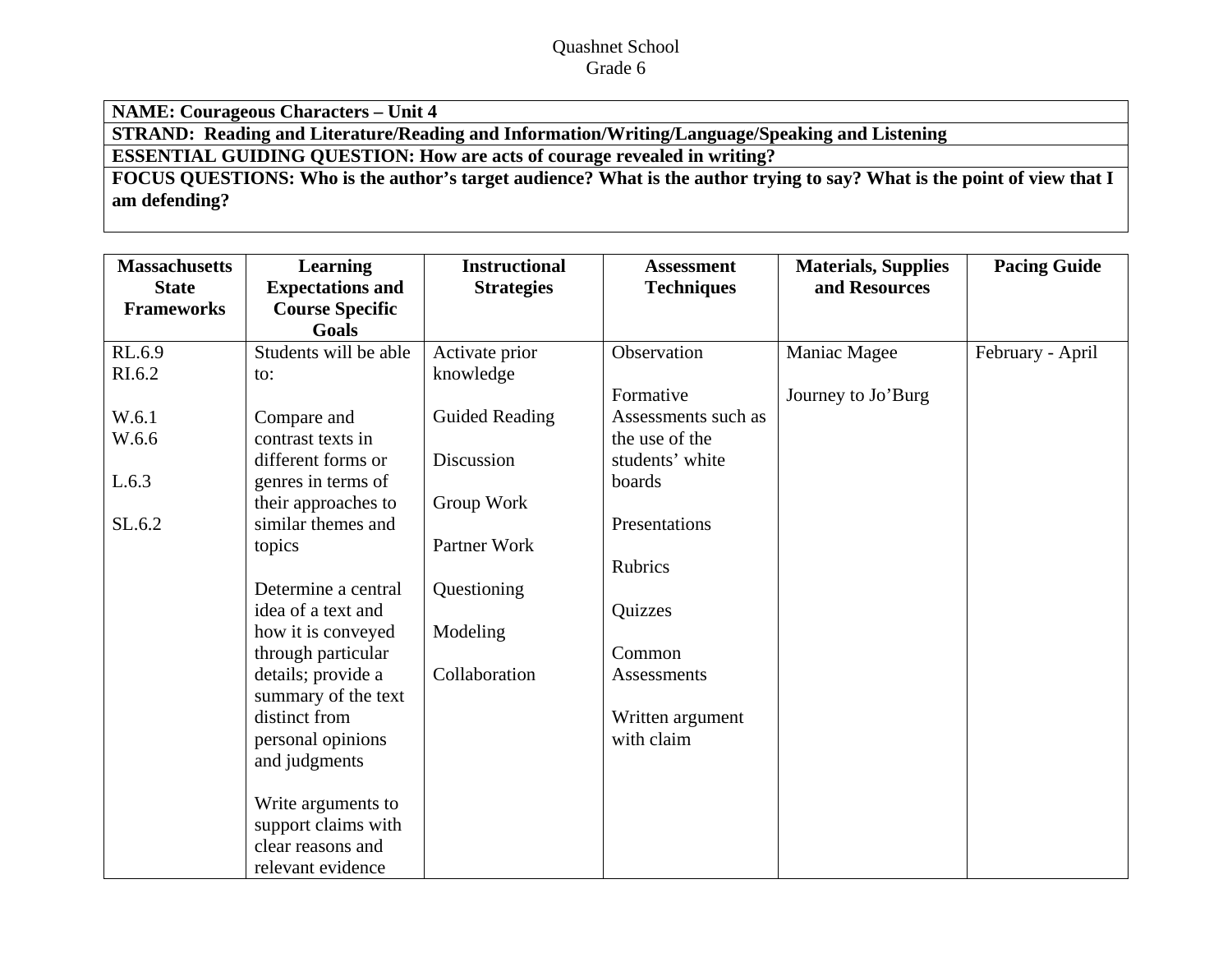Quashnet School
Grade 6

| **NAME: Courageous Characters – Unit 4** |
|---|
| **STRAND: Reading and Literature/Reading and Information/Writing/Language/Speaking and Listening** |
| **ESSENTIAL GUIDING QUESTION: How are acts of courage revealed in writing?** |
| **FOCUS QUESTIONS: Who is the author's target audience? What is the author trying to say? What is the point of view that I am defending?** |

| **Massachusetts State Frameworks** | **Learning Expectations and Course Specific Goals** | **Instructional Strategies** | **Assessment Techniques** | **Materials, Supplies and Resources** | **Pacing Guide** |
|---|---|---|---|---|---|
| RL.6.9<br>RI.6.2<br><br>W.6.1<br>W.6.6<br><br>L.6.3<br><br>SL.6.2 | Students will be able to:<br><br>Compare and contrast texts in different forms or genres in terms of their approaches to similar themes and topics<br><br>Determine a central idea of a text and how it is conveyed through particular details; provide a summary of the text distinct from personal opinions and judgments<br><br>Write arguments to support claims with clear reasons and relevant evidence | Activate prior knowledge<br><br>Guided Reading<br><br>Discussion<br><br>Group Work<br><br>Partner Work<br><br>Questioning<br><br>Modeling<br><br>Collaboration | Observation<br><br>Formative Assessments such as the use of the students' white boards<br><br>Presentations<br><br>Rubrics<br><br>Quizzes<br><br>Common Assessments<br><br>Written argument with claim | Maniac Magee<br><br>Journey to Jo'Burg | February - April |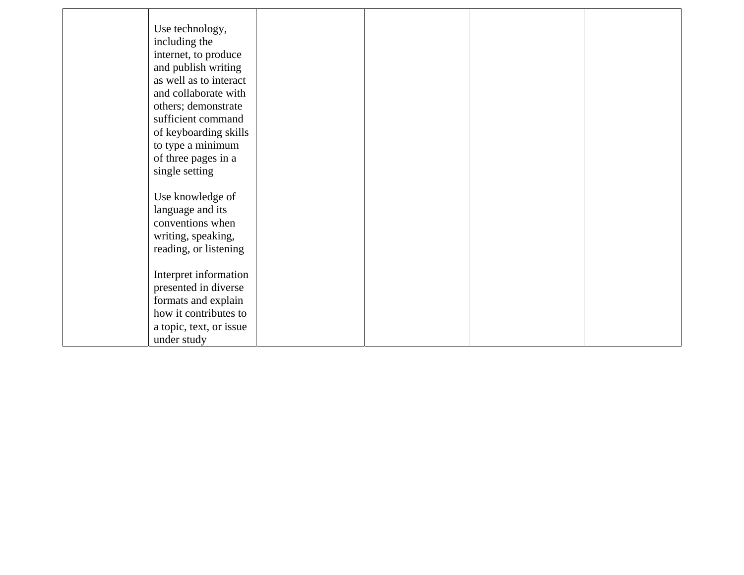| | | | | | |
|---|---|---|---|---|---|
| | Use technology, including the internet, to produce and publish writing as well as to interact and collaborate with others; demonstrate sufficient command of keyboarding skills to type a minimum of three pages in a single setting<br><br>Use knowledge of language and its conventions when writing, speaking, reading, or listening<br><br>Interpret information presented in diverse formats and explain how it contributes to a topic, text, or issue under study | | | | |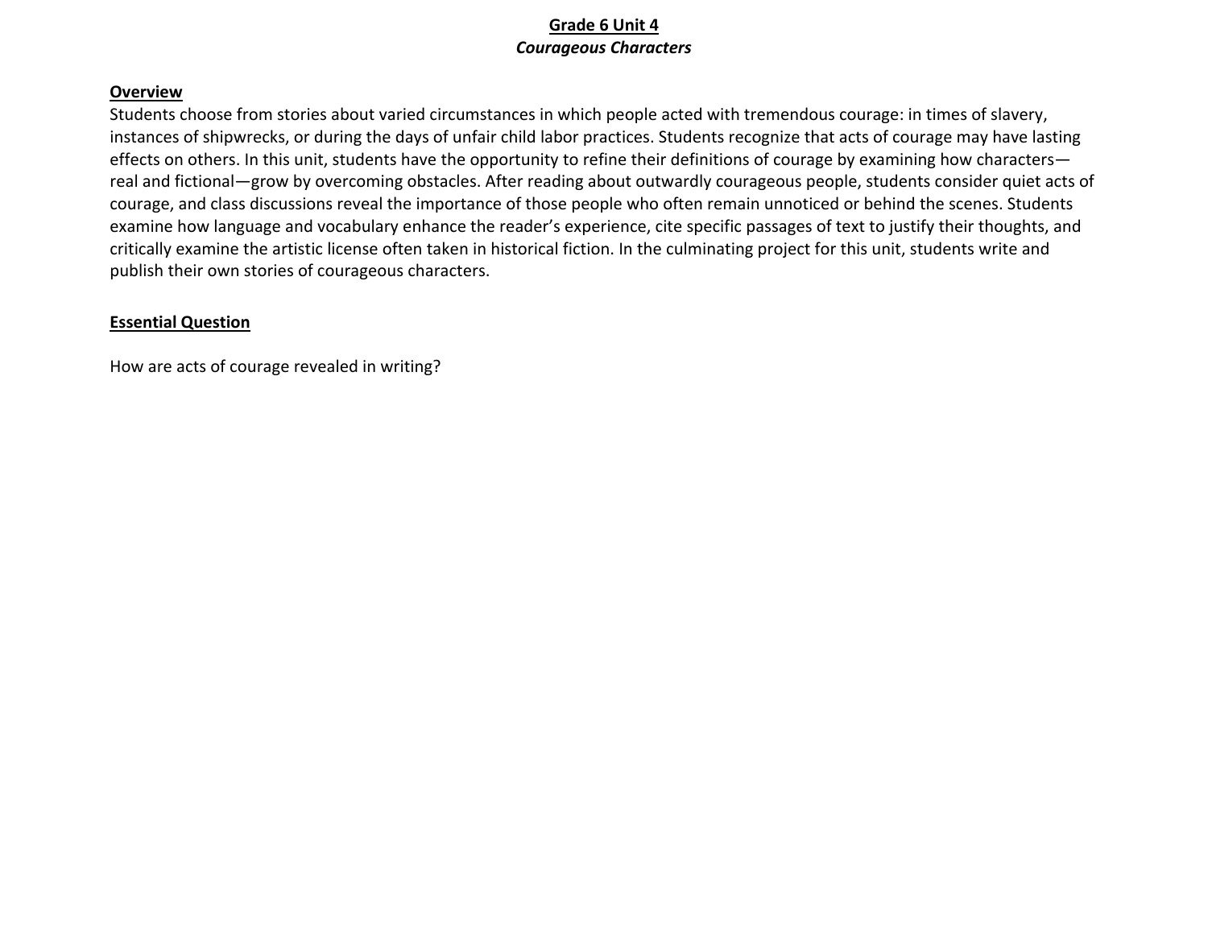# Grade 6 Unit 4

## *Courageous Characters*

### Overview

Students choose from stories about varied circumstances in which people acted with tremendous courage: in times of slavery, instances of shipwrecks, or during the days of unfair child labor practices. Students recognize that acts of courage may have lasting effects on others. In this unit, students have the opportunity to refine their definitions of courage by examining how characters—real and fictional—grow by overcoming obstacles. After reading about outwardly courageous people, students consider quiet acts of courage, and class discussions reveal the importance of those people who often remain unnoticed or behind the scenes. Students examine how language and vocabulary enhance the reader's experience, cite specific passages of text to justify their thoughts, and critically examine the artistic license often taken in historical fiction. In the culminating project for this unit, students write and publish their own stories of courageous characters.

### Essential Question

How are acts of courage revealed in writing?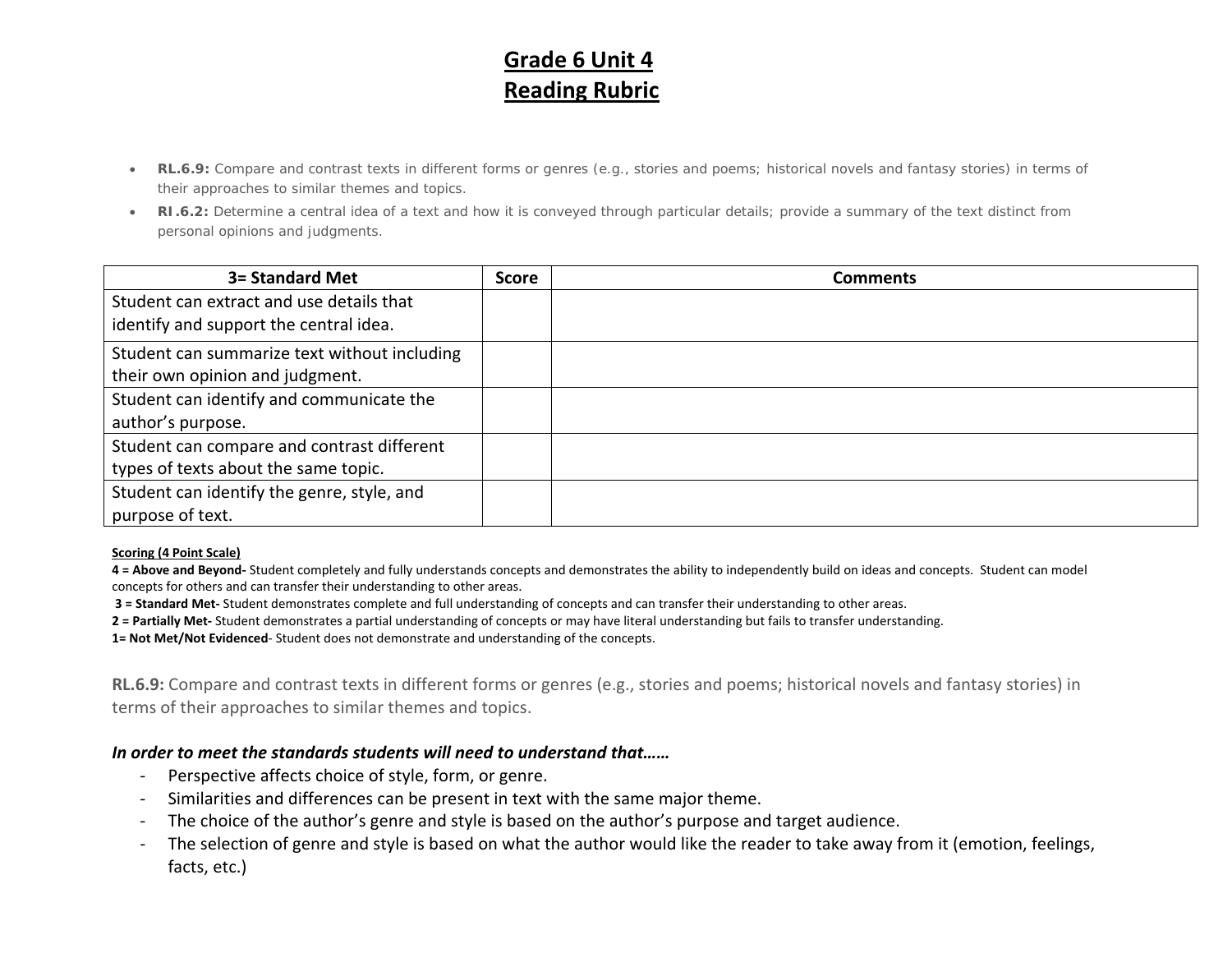# Grade 6 Unit 4
# Reading Rubric

- **RL.6.9:** Compare and contrast texts in different forms or genres (e.g., stories and poems; historical novels and fantasy stories) in terms of their approaches to similar themes and topics.
- **RI.6.2:** Determine a central idea of a text and how it is conveyed through particular details; provide a summary of the text distinct from personal opinions and judgments.

| 3= Standard Met | Score | Comments |
|---|---|---|
| Student can extract and use details that identify and support the central idea. | | |
| Student can summarize text without including their own opinion and judgment. | | |
| Student can identify and communicate the author's purpose. | | |
| Student can compare and contrast different types of texts about the same topic. | | |
| Student can identify the genre, style, and purpose of text. | | |

**Scoring (4 Point Scale)**

**4 = Above and Beyond-** Student completely and fully understands concepts and demonstrates the ability to independently build on ideas and concepts. Student can model concepts for others and can transfer their understanding to other areas.

**3 = Standard Met-** Student demonstrates complete and full understanding of concepts and can transfer their understanding to other areas.

**2 = Partially Met-** Student demonstrates a partial understanding of concepts or may have literal understanding but fails to transfer understanding.

**1= Not Met/Not Evidenced**- Student does not demonstrate and understanding of the concepts.

**RL.6.9:** Compare and contrast texts in different forms or genres (e.g., stories and poems; historical novels and fantasy stories) in terms of their approaches to similar themes and topics.

***In order to meet the standards students will need to understand that……***

- Perspective affects choice of style, form, or genre.
- Similarities and differences can be present in text with the same major theme.
- The choice of the author's genre and style is based on the author's purpose and target audience.
- The selection of genre and style is based on what the author would like the reader to take away from it (emotion, feelings, facts, etc.)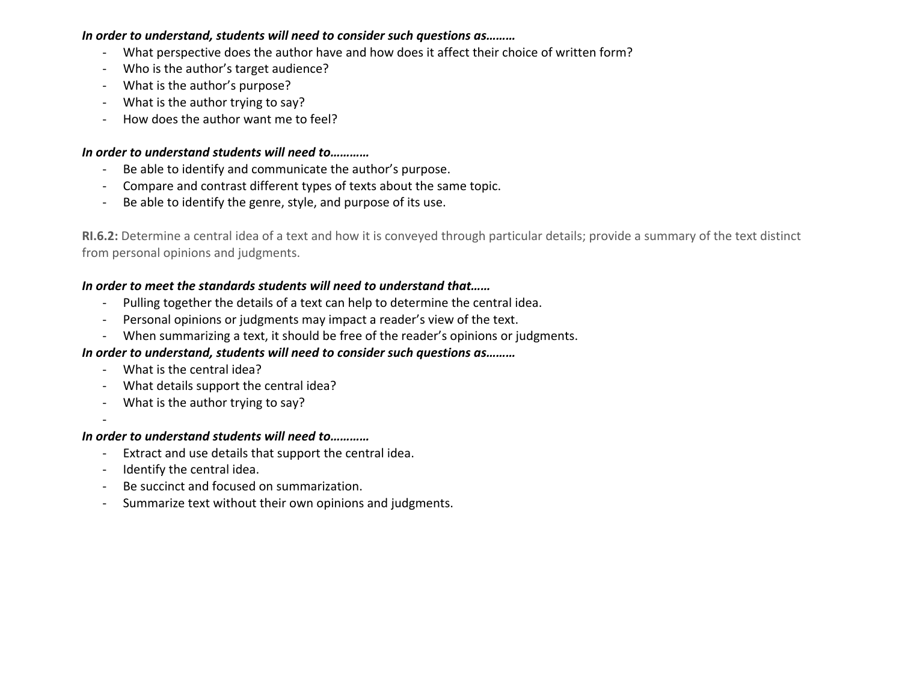***In order to understand, students will need to consider such questions as………***

- What perspective does the author have and how does it affect their choice of written form?
- Who is the author's target audience?
- What is the author's purpose?
- What is the author trying to say?
- How does the author want me to feel?

***In order to understand students will need to…………***

- Be able to identify and communicate the author's purpose.
- Compare and contrast different types of texts about the same topic.
- Be able to identify the genre, style, and purpose of its use.

**RI.6.2:** Determine a central idea of a text and how it is conveyed through particular details; provide a summary of the text distinct from personal opinions and judgments.

***In order to meet the standards students will need to understand that……***

- Pulling together the details of a text can help to determine the central idea.
- Personal opinions or judgments may impact a reader's view of the text.
- When summarizing a text, it should be free of the reader's opinions or judgments.

***In order to understand, students will need to consider such questions as………***

- What is the central idea?
- What details support the central idea?
- What is the author trying to say?
-

***In order to understand students will need to…………***

- Extract and use details that support the central idea.
- Identify the central idea.
- Be succinct and focused on summarization.
- Summarize text without their own opinions and judgments.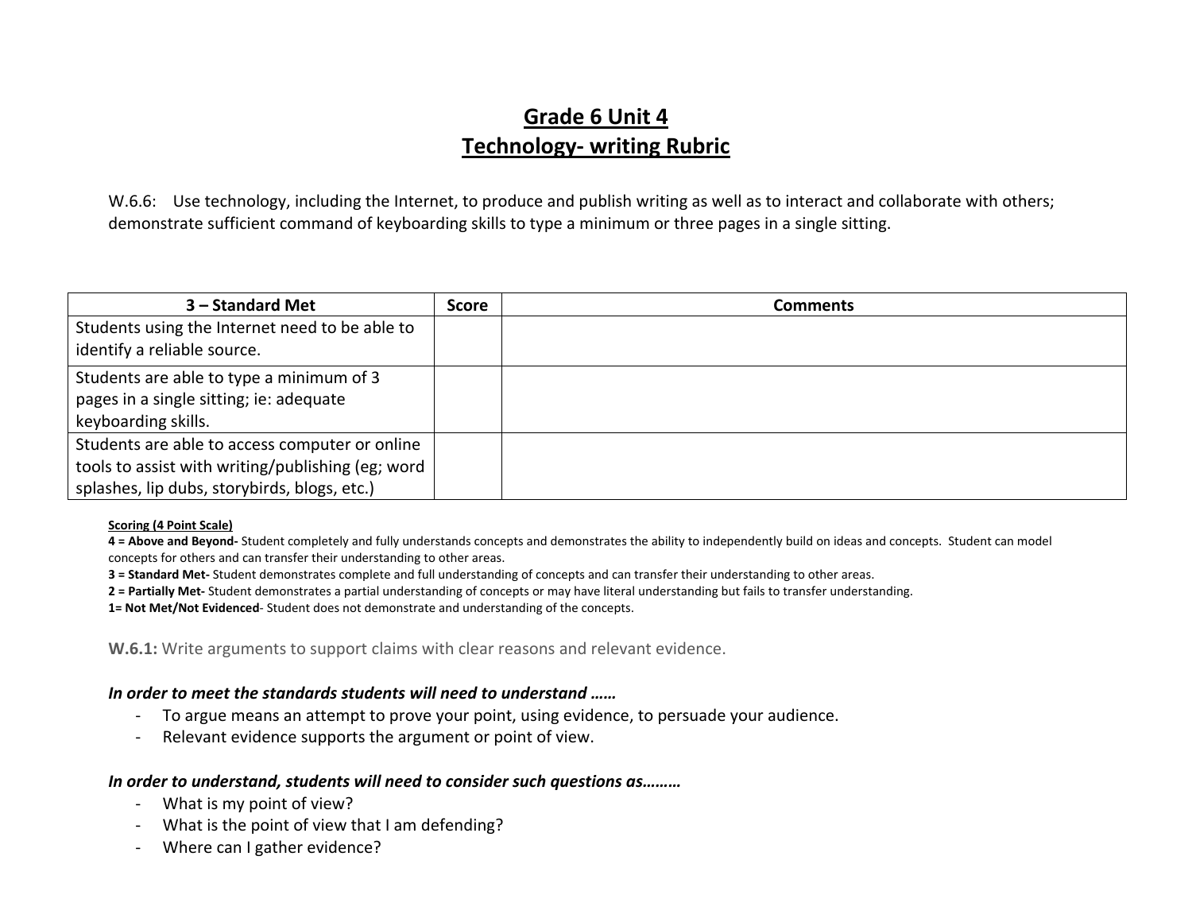# Grade 6 Unit 4
# Technology- writing Rubric

W.6.6: Use technology, including the Internet, to produce and publish writing as well as to interact and collaborate with others; demonstrate sufficient command of keyboarding skills to type a minimum or three pages in a single sitting.

| 3 – Standard Met | Score | Comments |
|---|---|---|
| Students using the Internet need to be able to identify a reliable source. | | |
| Students are able to type a minimum of 3 pages in a single sitting; ie: adequate keyboarding skills. | | |
| Students are able to access computer or online tools to assist with writing/publishing (eg; word splashes, lip dubs, storybirds, blogs, etc.) | | |

**Scoring (4 Point Scale)**

**4 = Above and Beyond-** Student completely and fully understands concepts and demonstrates the ability to independently build on ideas and concepts. Student can model concepts for others and can transfer their understanding to other areas.

**3 = Standard Met-** Student demonstrates complete and full understanding of concepts and can transfer their understanding to other areas.

**2 = Partially Met-** Student demonstrates a partial understanding of concepts or may have literal understanding but fails to transfer understanding.

**1= Not Met/Not Evidenced**- Student does not demonstrate and understanding of the concepts.

**W.6.1:** Write arguments to support claims with clear reasons and relevant evidence.

***In order to meet the standards students will need to understand ……***

- To argue means an attempt to prove your point, using evidence, to persuade your audience.
- Relevant evidence supports the argument or point of view.

***In order to understand, students will need to consider such questions as………***

- What is my point of view?
- What is the point of view that I am defending?
- Where can I gather evidence?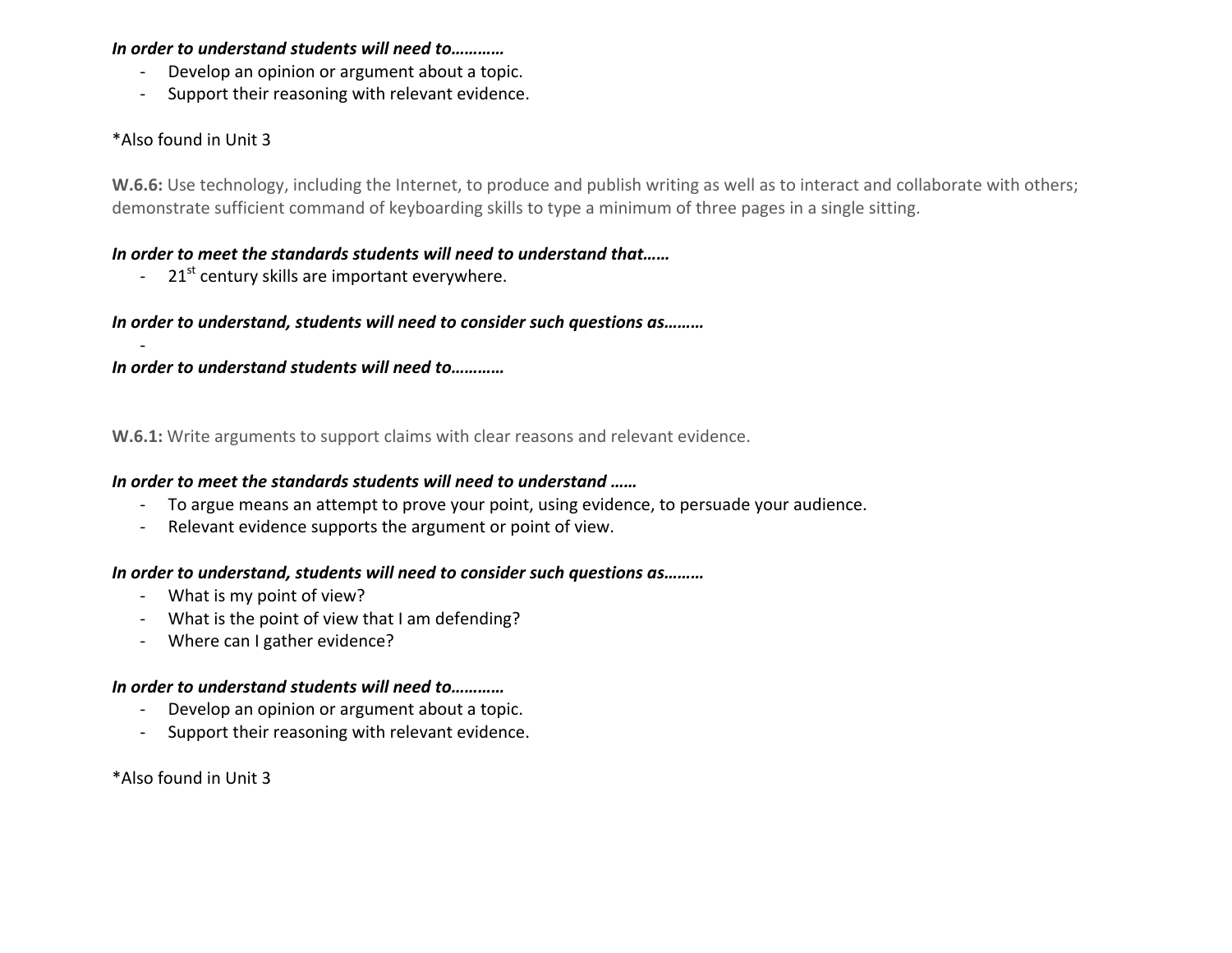***In order to understand students will need to…………***

- Develop an opinion or argument about a topic.
- Support their reasoning with relevant evidence.

*Also found in Unit 3

**W.6.6:** Use technology, including the Internet, to produce and publish writing as well as to interact and collaborate with others; demonstrate sufficient command of keyboarding skills to type a minimum of three pages in a single sitting.

***In order to meet the standards students will need to understand that……***

- 21st century skills are important everywhere.

***In order to understand, students will need to consider such questions as………***

-

***In order to understand students will need to…………***

**W.6.1:** Write arguments to support claims with clear reasons and relevant evidence.

***In order to meet the standards students will need to understand ……***

- To argue means an attempt to prove your point, using evidence, to persuade your audience.
- Relevant evidence supports the argument or point of view.

***In order to understand, students will need to consider such questions as………***

- What is my point of view?
- What is the point of view that I am defending?
- Where can I gather evidence?

***In order to understand students will need to…………***

- Develop an opinion or argument about a topic.
- Support their reasoning with relevant evidence.

*Also found in Unit 3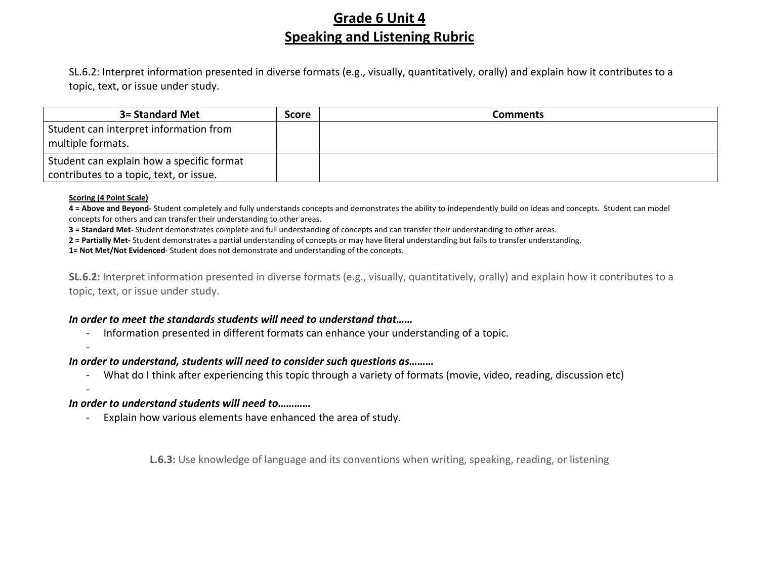# Grade 6 Unit 4
## Speaking and Listening Rubric

SL.6.2: Interpret information presented in diverse formats (e.g., visually, quantitatively, orally) and explain how it contributes to a topic, text, or issue under study.

| 3= Standard Met | Score | Comments |
|---|---|---|
| Student can interpret information from multiple formats. | | |
| Student can explain how a specific format contributes to a topic, text, or issue. | | |

**Scoring (4 Point Scale)**

**4 = Above and Beyond-** Student completely and fully understands concepts and demonstrates the ability to independently build on ideas and concepts. Student can model concepts for others and can transfer their understanding to other areas.

**3 = Standard Met-** Student demonstrates complete and full understanding of concepts and can transfer their understanding to other areas.

**2 = Partially Met-** Student demonstrates a partial understanding of concepts or may have literal understanding but fails to transfer understanding.

**1= Not Met/Not Evidenced**- Student does not demonstrate and understanding of the concepts.

**SL.6.2:** Interpret information presented in diverse formats (e.g., visually, quantitatively, orally) and explain how it contributes to a topic, text, or issue under study.

***In order to meet the standards students will need to understand that……***

- Information presented in different formats can enhance your understanding of a topic.
-

***In order to understand, students will need to consider such questions as………***

- What do I think after experiencing this topic through a variety of formats (movie, video, reading, discussion etc)
-

***In order to understand students will need to…………***

- Explain how various elements have enhanced the area of study.

**L.6.3:** Use knowledge of language and its conventions when writing, speaking, reading, or listening